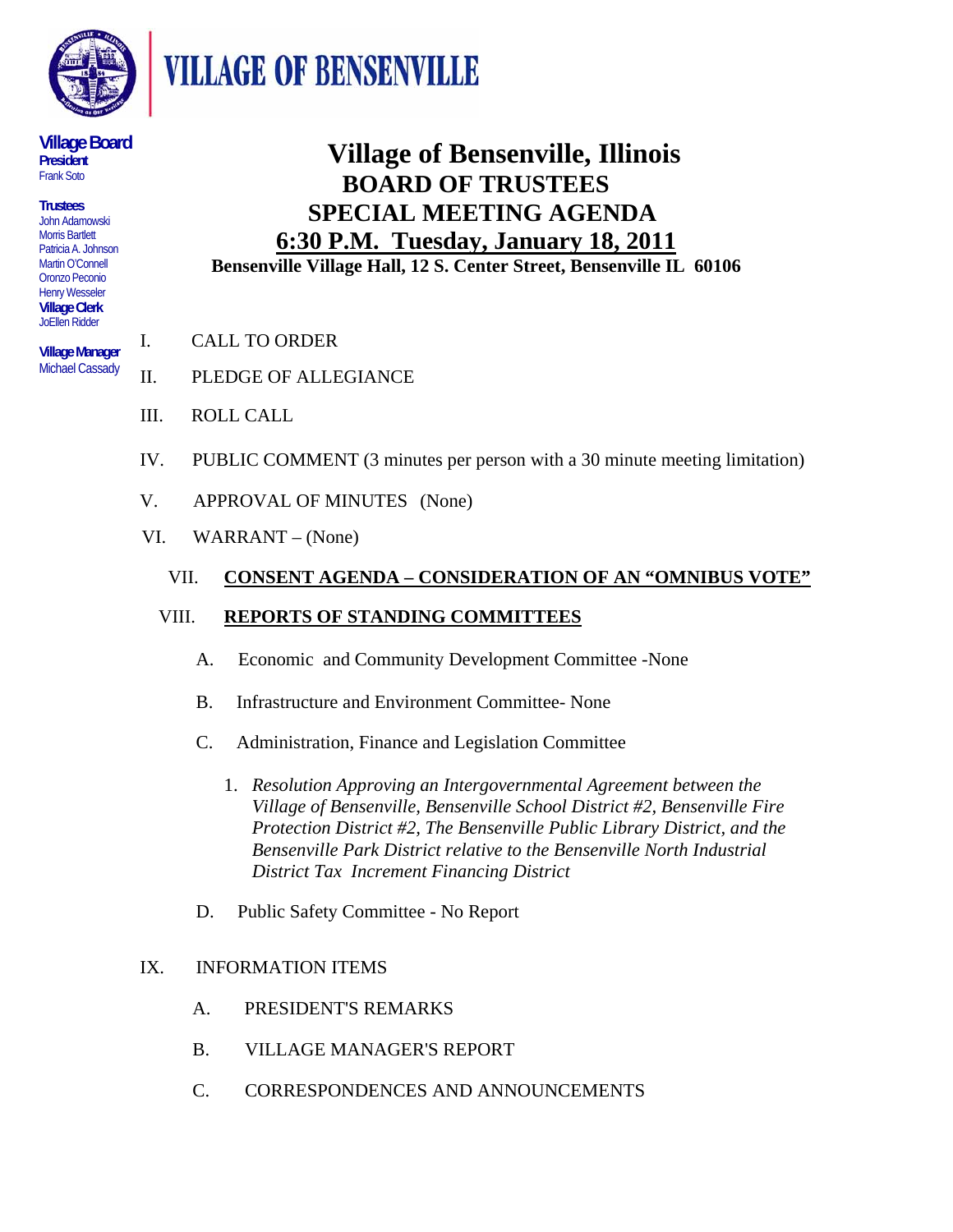# VILLAGE OF BENSENVILLE

**Village Board**
**President**
Frank Soto

**Trustees**
John Adamowski
Morris Bartlett
Patricia A. Johnson
Martin O'Connell
Oronzo Peconio
Henry Wesseler

**Village Clerk**
JoEllen Ridder

**Village Manager**
Michael Cassady

# Village of Bensenville, Illinois
## BOARD OF TRUSTEES
## SPECIAL MEETING AGENDA
## 6:30 P.M. Tuesday, January 18, 2011

**Bensenville Village Hall, 12 S. Center Street, Bensenville IL 60106**

I. CALL TO ORDER

II. PLEDGE OF ALLEGIANCE

III. ROLL CALL

IV. PUBLIC COMMENT (3 minutes per person with a 30 minute meeting limitation)

V. APPROVAL OF MINUTES (None)

VI. WARRANT – (None)

VII. **CONSENT AGENDA – CONSIDERATION OF AN "OMNIBUS VOTE"**

VIII. **REPORTS OF STANDING COMMITTEES**

A. Economic and Community Development Committee -None

B. Infrastructure and Environment Committee- None

C. Administration, Finance and Legislation Committee

1. *Resolution Approving an Intergovernmental Agreement between the Village of Bensenville, Bensenville School District #2, Bensenville Fire Protection District #2, The Bensenville Public Library District, and the Bensenville Park District relative to the Bensenville North Industrial District Tax Increment Financing District*

D. Public Safety Committee - No Report

IX. INFORMATION ITEMS

A. PRESIDENT'S REMARKS

B. VILLAGE MANAGER'S REPORT

C. CORRESPONDENCES AND ANNOUNCEMENTS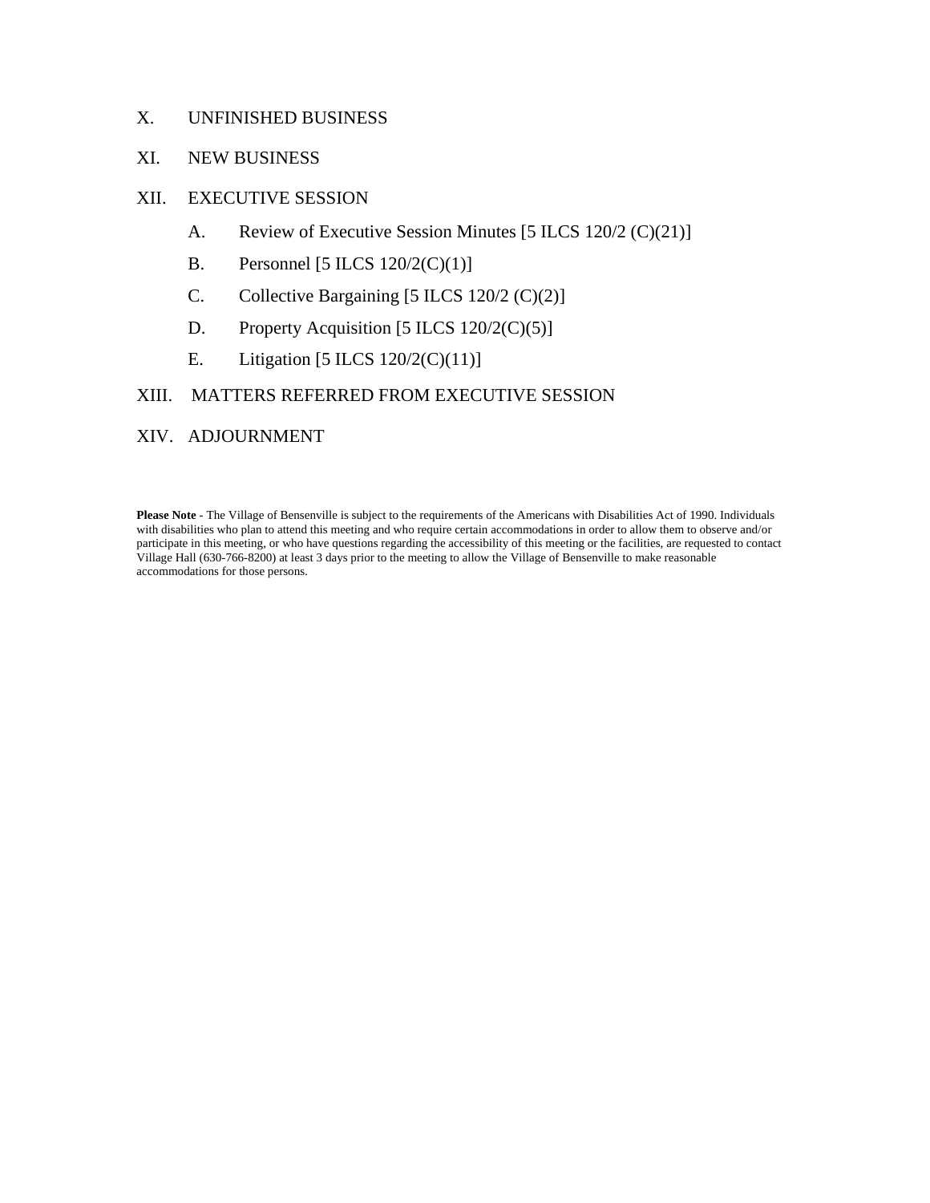X. UNFINISHED BUSINESS

XI. NEW BUSINESS

XII. EXECUTIVE SESSION

   A. Review of Executive Session Minutes [5 ILCS 120/2 (C)(21)]

   B. Personnel [5 ILCS 120/2(C)(1)]

   C. Collective Bargaining [5 ILCS 120/2 (C)(2)]

   D. Property Acquisition [5 ILCS 120/2(C)(5)]

   E. Litigation [5 ILCS 120/2(C)(11)]

XIII. MATTERS REFERRED FROM EXECUTIVE SESSION

XIV. ADJOURNMENT

**Please Note** - The Village of Bensenville is subject to the requirements of the Americans with Disabilities Act of 1990. Individuals with disabilities who plan to attend this meeting and who require certain accommodations in order to allow them to observe and/or participate in this meeting, or who have questions regarding the accessibility of this meeting or the facilities, are requested to contact Village Hall (630-766-8200) at least 3 days prior to the meeting to allow the Village of Bensenville to make reasonable accommodations for those persons.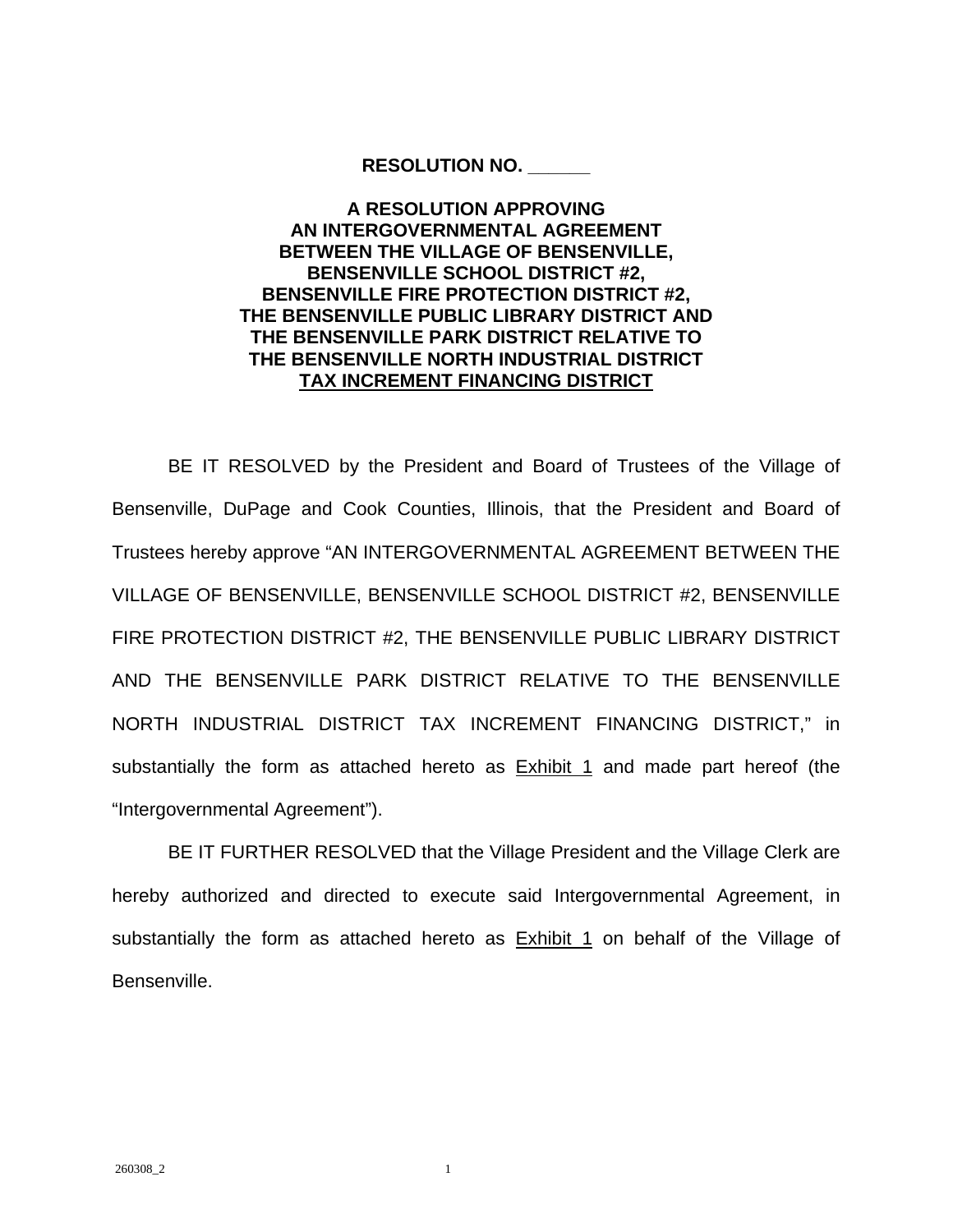**RESOLUTION NO. ______**

**A RESOLUTION APPROVING AN INTERGOVERNMENTAL AGREEMENT BETWEEN THE VILLAGE OF BENSENVILLE, BENSENVILLE SCHOOL DISTRICT #2, BENSENVILLE FIRE PROTECTION DISTRICT #2, THE BENSENVILLE PUBLIC LIBRARY DISTRICT AND THE BENSENVILLE PARK DISTRICT RELATIVE TO THE BENSENVILLE NORTH INDUSTRIAL DISTRICT TAX INCREMENT FINANCING DISTRICT**

BE IT RESOLVED by the President and Board of Trustees of the Village of Bensenville, DuPage and Cook Counties, Illinois, that the President and Board of Trustees hereby approve "AN INTERGOVERNMENTAL AGREEMENT BETWEEN THE VILLAGE OF BENSENVILLE, BENSENVILLE SCHOOL DISTRICT #2, BENSENVILLE FIRE PROTECTION DISTRICT #2, THE BENSENVILLE PUBLIC LIBRARY DISTRICT AND THE BENSENVILLE PARK DISTRICT RELATIVE TO THE BENSENVILLE NORTH INDUSTRIAL DISTRICT TAX INCREMENT FINANCING DISTRICT," in substantially the form as attached hereto as Exhibit 1 and made part hereof (the "Intergovernmental Agreement").

BE IT FURTHER RESOLVED that the Village President and the Village Clerk are hereby authorized and directed to execute said Intergovernmental Agreement, in substantially the form as attached hereto as Exhibit 1 on behalf of the Village of Bensenville.

260308_2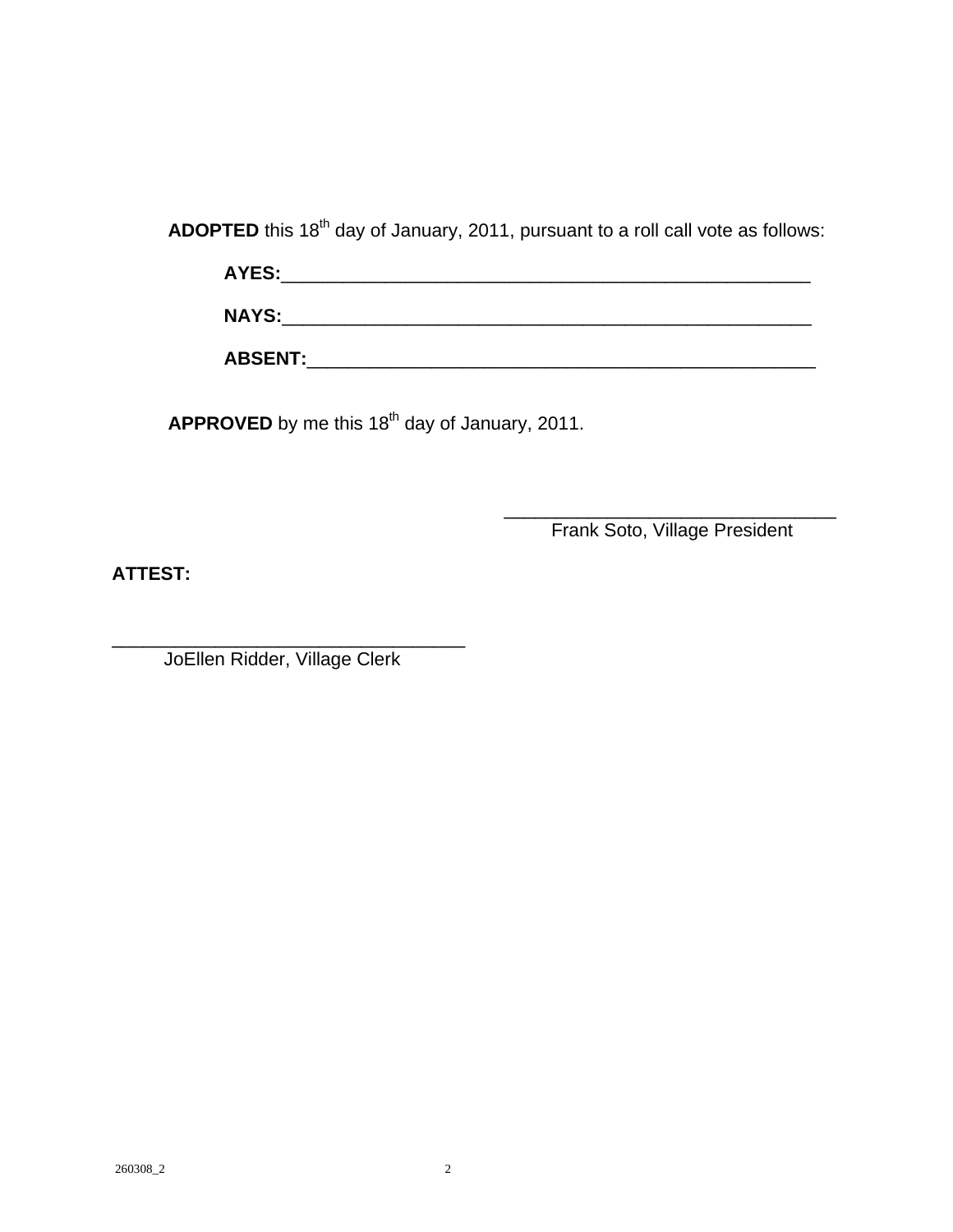**ADOPTED** this 18th day of January, 2011, pursuant to a roll call vote as follows:

**AYES:**_____________________________________________________

**NAYS:**_____________________________________________________

**ABSENT:**___________________________________________________

**APPROVED** by me this 18th day of January, 2011.

_________________________________
Frank Soto, Village President

**ATTEST:**

_________________________________
JoEllen Ridder, Village Clerk

260308_2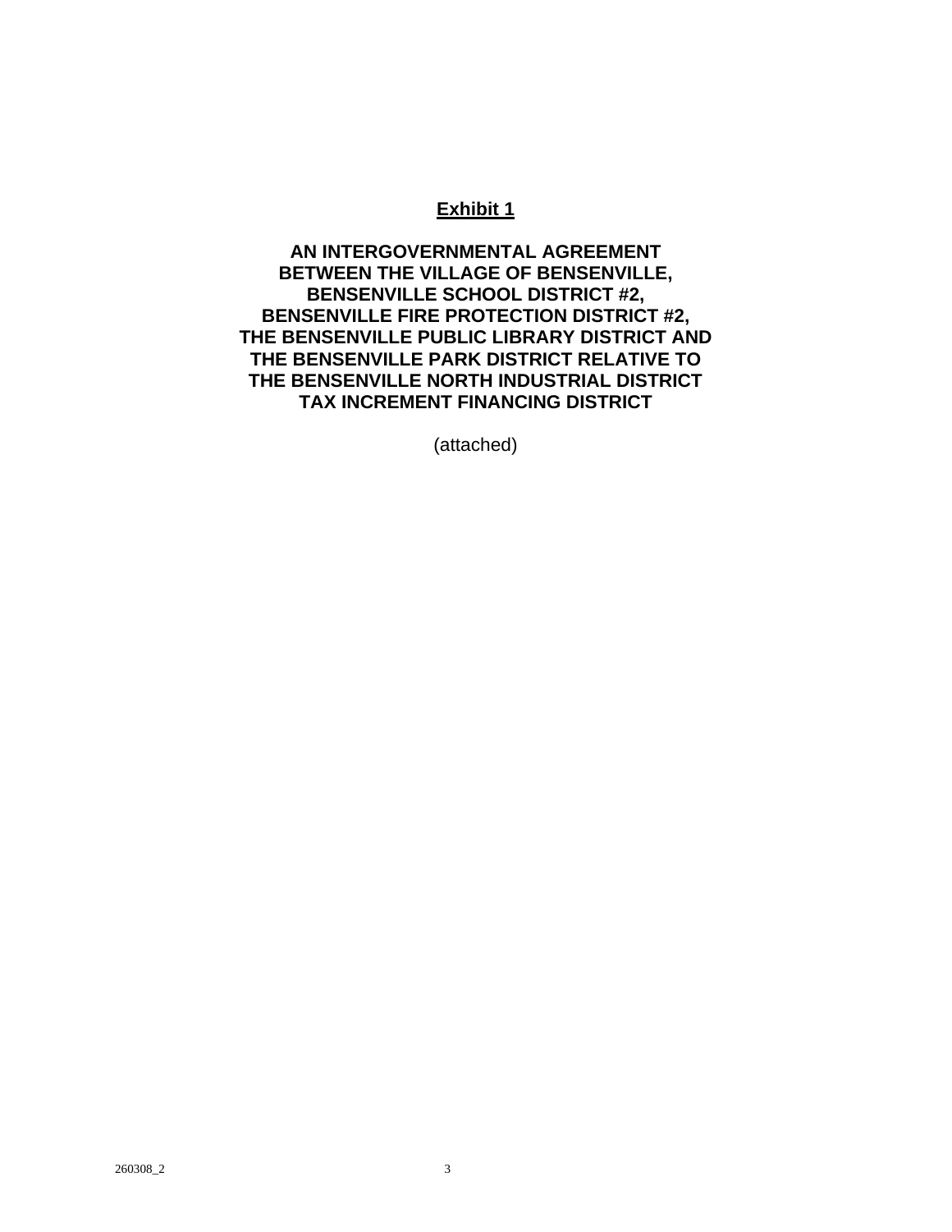**Exhibit 1**

**AN INTERGOVERNMENTAL AGREEMENT BETWEEN THE VILLAGE OF BENSENVILLE, BENSENVILLE SCHOOL DISTRICT #2, BENSENVILLE FIRE PROTECTION DISTRICT #2, THE BENSENVILLE PUBLIC LIBRARY DISTRICT AND THE BENSENVILLE PARK DISTRICT RELATIVE TO THE BENSENVILLE NORTH INDUSTRIAL DISTRICT TAX INCREMENT FINANCING DISTRICT**

(attached)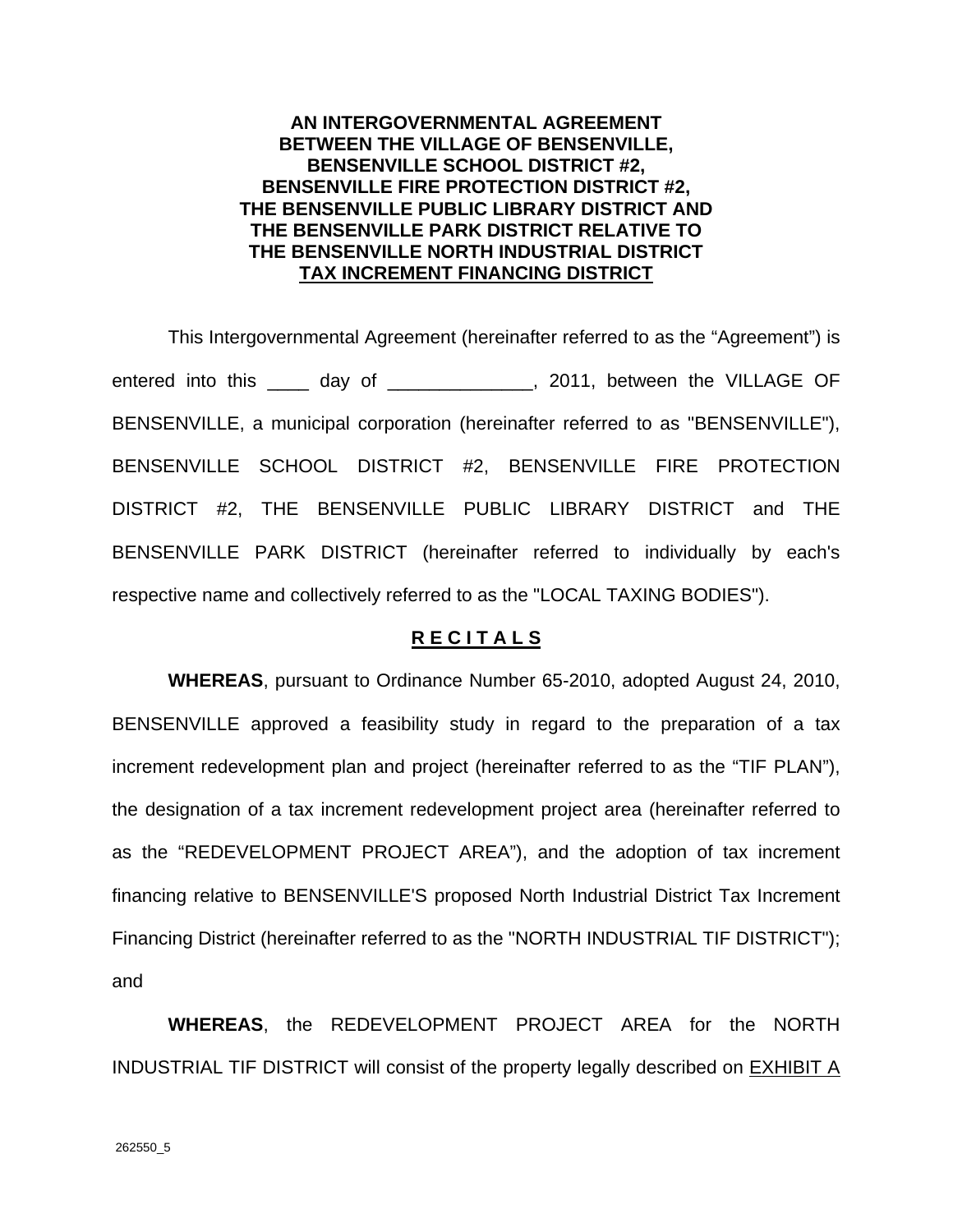**AN INTERGOVERNMENTAL AGREEMENT
BETWEEN THE VILLAGE OF BENSENVILLE,
BENSENVILLE SCHOOL DISTRICT #2,
BENSENVILLE FIRE PROTECTION DISTRICT #2,
THE BENSENVILLE PUBLIC LIBRARY DISTRICT AND
THE BENSENVILLE PARK DISTRICT RELATIVE TO
THE BENSENVILLE NORTH INDUSTRIAL DISTRICT
TAX INCREMENT FINANCING DISTRICT**

This Intergovernmental Agreement (hereinafter referred to as the "Agreement") is entered into this ____ day of ______________, 2011, between the VILLAGE OF BENSENVILLE, a municipal corporation (hereinafter referred to as "BENSENVILLE"), BENSENVILLE SCHOOL DISTRICT #2, BENSENVILLE FIRE PROTECTION DISTRICT #2, THE BENSENVILLE PUBLIC LIBRARY DISTRICT and THE BENSENVILLE PARK DISTRICT (hereinafter referred to individually by each's respective name and collectively referred to as the "LOCAL TAXING BODIES").

## R E C I T A L S

**WHEREAS**, pursuant to Ordinance Number 65-2010, adopted August 24, 2010, BENSENVILLE approved a feasibility study in regard to the preparation of a tax increment redevelopment plan and project (hereinafter referred to as the "TIF PLAN"), the designation of a tax increment redevelopment project area (hereinafter referred to as the "REDEVELOPMENT PROJECT AREA"), and the adoption of tax increment financing relative to BENSENVILLE'S proposed North Industrial District Tax Increment Financing District (hereinafter referred to as the "NORTH INDUSTRIAL TIF DISTRICT"); and

**WHEREAS**, the REDEVELOPMENT PROJECT AREA for the NORTH INDUSTRIAL TIF DISTRICT will consist of the property legally described on EXHIBIT A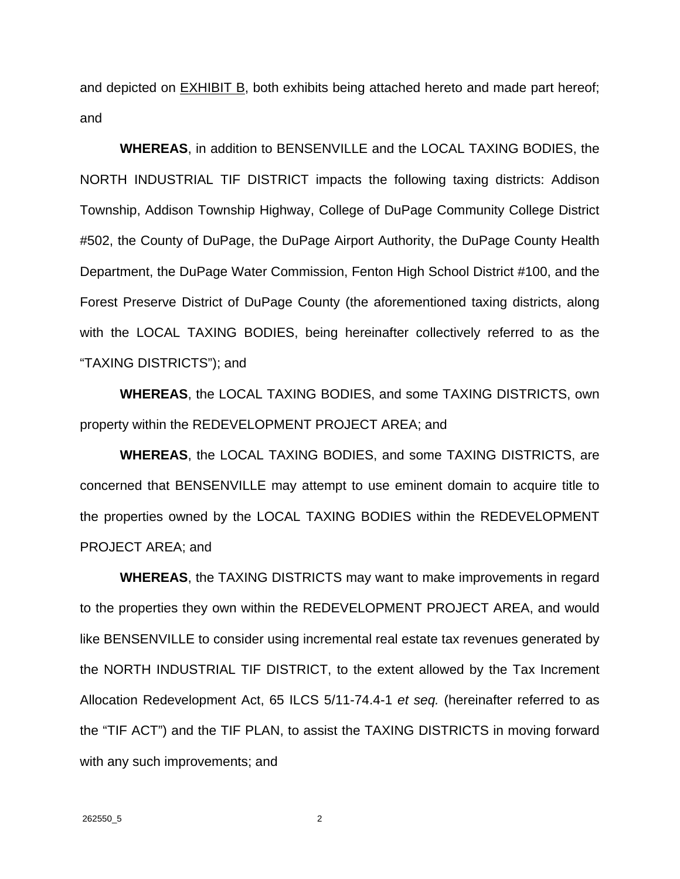and depicted on EXHIBIT B, both exhibits being attached hereto and made part hereof; and

**WHEREAS**, in addition to BENSENVILLE and the LOCAL TAXING BODIES, the NORTH INDUSTRIAL TIF DISTRICT impacts the following taxing districts: Addison Township, Addison Township Highway, College of DuPage Community College District #502, the County of DuPage, the DuPage Airport Authority, the DuPage County Health Department, the DuPage Water Commission, Fenton High School District #100, and the Forest Preserve District of DuPage County (the aforementioned taxing districts, along with the LOCAL TAXING BODIES, being hereinafter collectively referred to as the "TAXING DISTRICTS"); and

**WHEREAS**, the LOCAL TAXING BODIES, and some TAXING DISTRICTS, own property within the REDEVELOPMENT PROJECT AREA; and

**WHEREAS**, the LOCAL TAXING BODIES, and some TAXING DISTRICTS, are concerned that BENSENVILLE may attempt to use eminent domain to acquire title to the properties owned by the LOCAL TAXING BODIES within the REDEVELOPMENT PROJECT AREA; and

**WHEREAS**, the TAXING DISTRICTS may want to make improvements in regard to the properties they own within the REDEVELOPMENT PROJECT AREA, and would like BENSENVILLE to consider using incremental real estate tax revenues generated by the NORTH INDUSTRIAL TIF DISTRICT, to the extent allowed by the Tax Increment Allocation Redevelopment Act, 65 ILCS 5/11-74.4-1 *et seq.* (hereinafter referred to as the "TIF ACT") and the TIF PLAN, to assist the TAXING DISTRICTS in moving forward with any such improvements; and

262550_5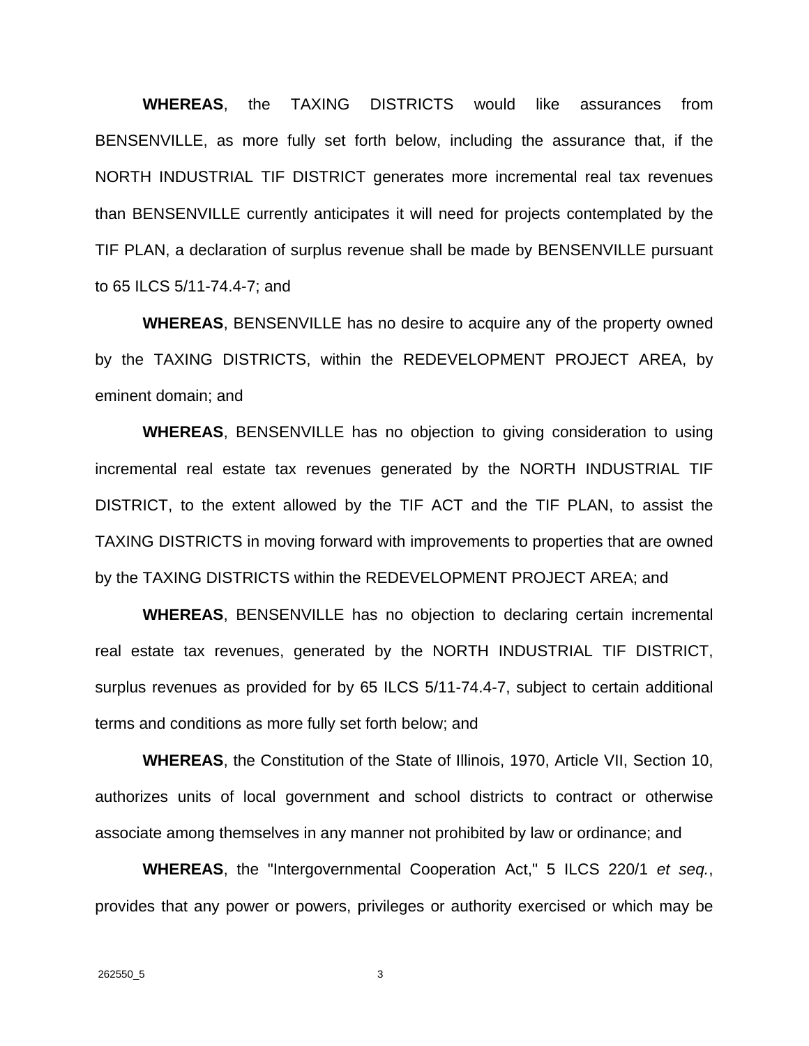**WHEREAS**, the TAXING DISTRICTS would like assurances from BENSENVILLE, as more fully set forth below, including the assurance that, if the NORTH INDUSTRIAL TIF DISTRICT generates more incremental real tax revenues than BENSENVILLE currently anticipates it will need for projects contemplated by the TIF PLAN, a declaration of surplus revenue shall be made by BENSENVILLE pursuant to 65 ILCS 5/11-74.4-7; and

**WHEREAS**, BENSENVILLE has no desire to acquire any of the property owned by the TAXING DISTRICTS, within the REDEVELOPMENT PROJECT AREA, by eminent domain; and

**WHEREAS**, BENSENVILLE has no objection to giving consideration to using incremental real estate tax revenues generated by the NORTH INDUSTRIAL TIF DISTRICT, to the extent allowed by the TIF ACT and the TIF PLAN, to assist the TAXING DISTRICTS in moving forward with improvements to properties that are owned by the TAXING DISTRICTS within the REDEVELOPMENT PROJECT AREA; and

**WHEREAS**, BENSENVILLE has no objection to declaring certain incremental real estate tax revenues, generated by the NORTH INDUSTRIAL TIF DISTRICT, surplus revenues as provided for by 65 ILCS 5/11-74.4-7, subject to certain additional terms and conditions as more fully set forth below; and

**WHEREAS**, the Constitution of the State of Illinois, 1970, Article VII, Section 10, authorizes units of local government and school districts to contract or otherwise associate among themselves in any manner not prohibited by law or ordinance; and

**WHEREAS**, the "Intergovernmental Cooperation Act," 5 ILCS 220/1 *et seq.*, provides that any power or powers, privileges or authority exercised or which may be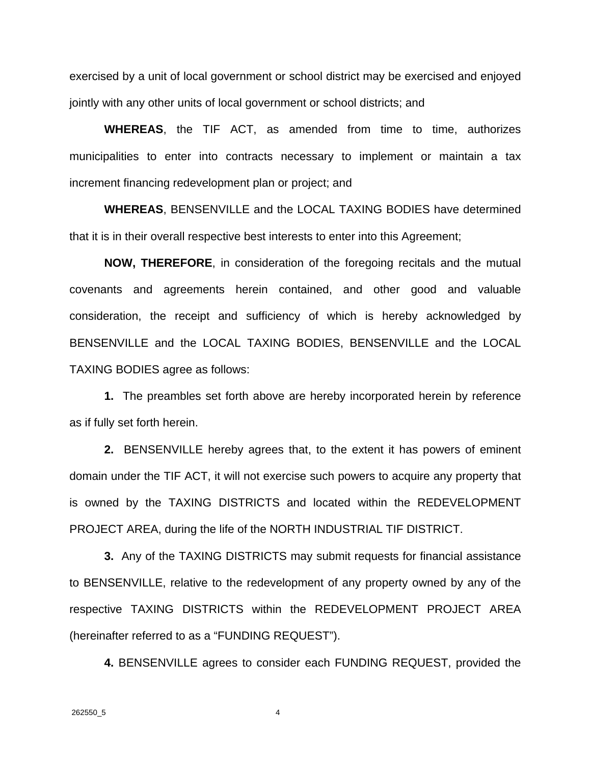exercised by a unit of local government or school district may be exercised and enjoyed jointly with any other units of local government or school districts; and

**WHEREAS**, the TIF ACT, as amended from time to time, authorizes municipalities to enter into contracts necessary to implement or maintain a tax increment financing redevelopment plan or project; and

**WHEREAS**, BENSENVILLE and the LOCAL TAXING BODIES have determined that it is in their overall respective best interests to enter into this Agreement;

**NOW, THEREFORE**, in consideration of the foregoing recitals and the mutual covenants and agreements herein contained, and other good and valuable consideration, the receipt and sufficiency of which is hereby acknowledged by BENSENVILLE and the LOCAL TAXING BODIES, BENSENVILLE and the LOCAL TAXING BODIES agree as follows:

**1.** The preambles set forth above are hereby incorporated herein by reference as if fully set forth herein.

**2.** BENSENVILLE hereby agrees that, to the extent it has powers of eminent domain under the TIF ACT, it will not exercise such powers to acquire any property that is owned by the TAXING DISTRICTS and located within the REDEVELOPMENT PROJECT AREA, during the life of the NORTH INDUSTRIAL TIF DISTRICT.

**3.** Any of the TAXING DISTRICTS may submit requests for financial assistance to BENSENVILLE, relative to the redevelopment of any property owned by any of the respective TAXING DISTRICTS within the REDEVELOPMENT PROJECT AREA (hereinafter referred to as a "FUNDING REQUEST").

**4.** BENSENVILLE agrees to consider each FUNDING REQUEST, provided the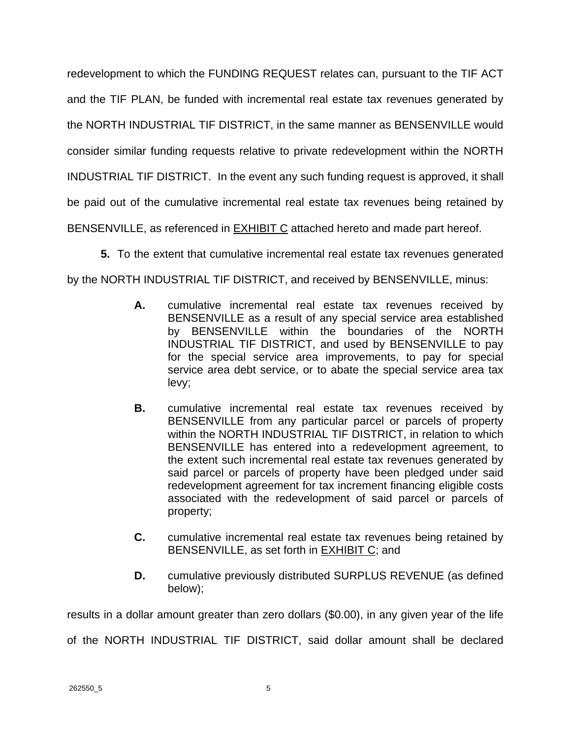redevelopment to which the FUNDING REQUEST relates can, pursuant to the TIF ACT and the TIF PLAN, be funded with incremental real estate tax revenues generated by the NORTH INDUSTRIAL TIF DISTRICT, in the same manner as BENSENVILLE would consider similar funding requests relative to private redevelopment within the NORTH INDUSTRIAL TIF DISTRICT. In the event any such funding request is approved, it shall be paid out of the cumulative incremental real estate tax revenues being retained by BENSENVILLE, as referenced in EXHIBIT C attached hereto and made part hereof.

**5.** To the extent that cumulative incremental real estate tax revenues generated by the NORTH INDUSTRIAL TIF DISTRICT, and received by BENSENVILLE, minus:

> **A.** cumulative incremental real estate tax revenues received by BENSENVILLE as a result of any special service area established by BENSENVILLE within the boundaries of the NORTH INDUSTRIAL TIF DISTRICT, and used by BENSENVILLE to pay for the special service area improvements, to pay for special service area debt service, or to abate the special service area tax levy;
>
> **B.** cumulative incremental real estate tax revenues received by BENSENVILLE from any particular parcel or parcels of property within the NORTH INDUSTRIAL TIF DISTRICT, in relation to which BENSENVILLE has entered into a redevelopment agreement, to the extent such incremental real estate tax revenues generated by said parcel or parcels of property have been pledged under said redevelopment agreement for tax increment financing eligible costs associated with the redevelopment of said parcel or parcels of property;
>
> **C.** cumulative incremental real estate tax revenues being retained by BENSENVILLE, as set forth in EXHIBIT C; and
>
> **D.** cumulative previously distributed SURPLUS REVENUE (as defined below);

results in a dollar amount greater than zero dollars ($0.00), in any given year of the life of the NORTH INDUSTRIAL TIF DISTRICT, said dollar amount shall be declared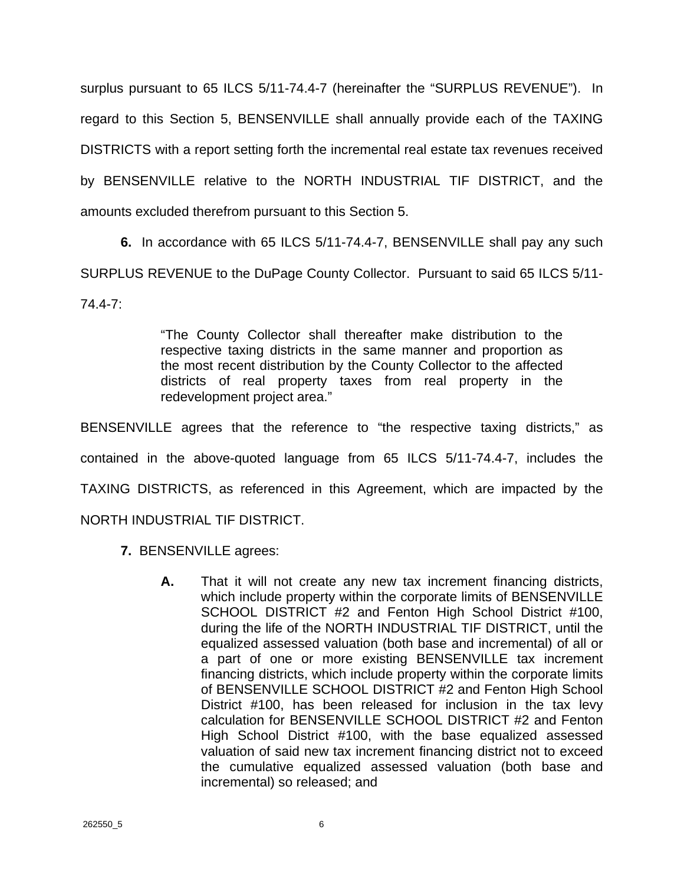surplus pursuant to 65 ILCS 5/11-74.4-7 (hereinafter the "SURPLUS REVENUE"). In regard to this Section 5, BENSENVILLE shall annually provide each of the TAXING DISTRICTS with a report setting forth the incremental real estate tax revenues received by BENSENVILLE relative to the NORTH INDUSTRIAL TIF DISTRICT, and the amounts excluded therefrom pursuant to this Section 5.

**6.** In accordance with 65 ILCS 5/11-74.4-7, BENSENVILLE shall pay any such SURPLUS REVENUE to the DuPage County Collector. Pursuant to said 65 ILCS 5/11-74.4-7:

> "The County Collector shall thereafter make distribution to the respective taxing districts in the same manner and proportion as the most recent distribution by the County Collector to the affected districts of real property taxes from real property in the redevelopment project area."

BENSENVILLE agrees that the reference to "the respective taxing districts," as contained in the above-quoted language from 65 ILCS 5/11-74.4-7, includes the TAXING DISTRICTS, as referenced in this Agreement, which are impacted by the NORTH INDUSTRIAL TIF DISTRICT.

**7.** BENSENVILLE agrees:

**A.** That it will not create any new tax increment financing districts, which include property within the corporate limits of BENSENVILLE SCHOOL DISTRICT #2 and Fenton High School District #100, during the life of the NORTH INDUSTRIAL TIF DISTRICT, until the equalized assessed valuation (both base and incremental) of all or a part of one or more existing BENSENVILLE tax increment financing districts, which include property within the corporate limits of BENSENVILLE SCHOOL DISTRICT #2 and Fenton High School District #100, has been released for inclusion in the tax levy calculation for BENSENVILLE SCHOOL DISTRICT #2 and Fenton High School District #100, with the base equalized assessed valuation of said new tax increment financing district not to exceed the cumulative equalized assessed valuation (both base and incremental) so released; and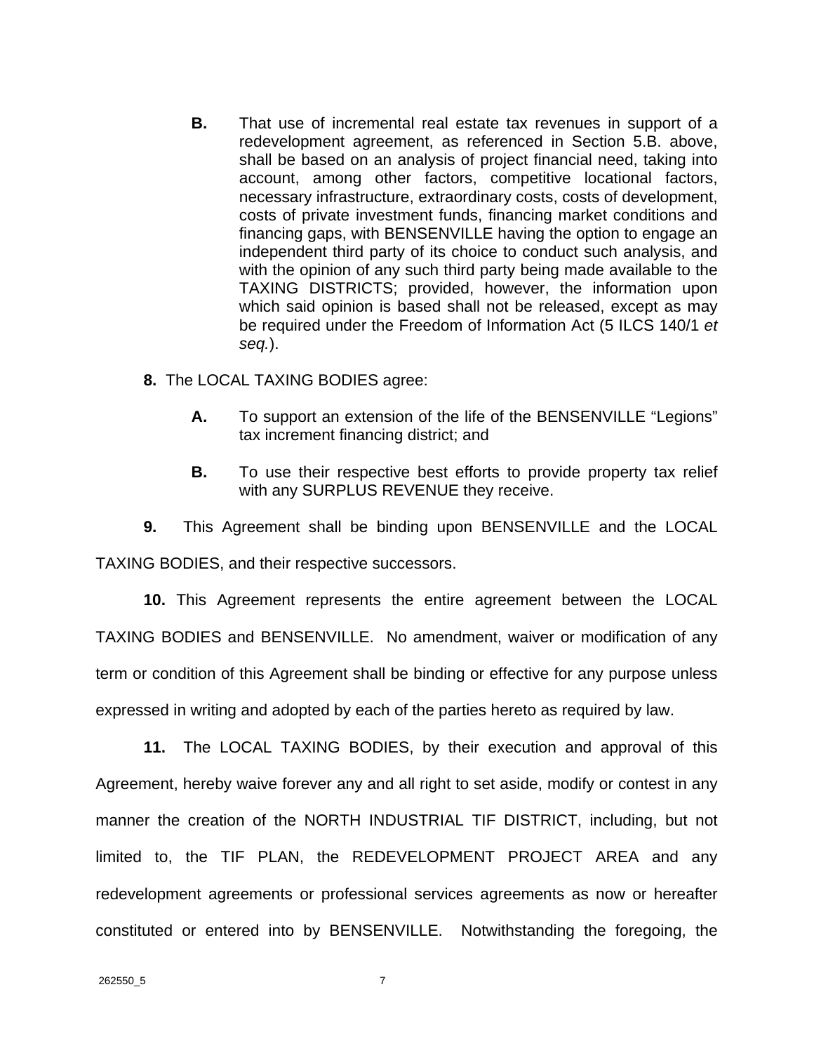**B.** That use of incremental real estate tax revenues in support of a redevelopment agreement, as referenced in Section 5.B. above, shall be based on an analysis of project financial need, taking into account, among other factors, competitive locational factors, necessary infrastructure, extraordinary costs, costs of development, costs of private investment funds, financing market conditions and financing gaps, with BENSENVILLE having the option to engage an independent third party of its choice to conduct such analysis, and with the opinion of any such third party being made available to the TAXING DISTRICTS; provided, however, the information upon which said opinion is based shall not be released, except as may be required under the Freedom of Information Act (5 ILCS 140/1 *et seq.*).

**8.** The LOCAL TAXING BODIES agree:

**A.** To support an extension of the life of the BENSENVILLE "Legions" tax increment financing district; and

**B.** To use their respective best efforts to provide property tax relief with any SURPLUS REVENUE they receive.

**9.** This Agreement shall be binding upon BENSENVILLE and the LOCAL TAXING BODIES, and their respective successors.

**10.** This Agreement represents the entire agreement between the LOCAL TAXING BODIES and BENSENVILLE. No amendment, waiver or modification of any term or condition of this Agreement shall be binding or effective for any purpose unless expressed in writing and adopted by each of the parties hereto as required by law.

**11.** The LOCAL TAXING BODIES, by their execution and approval of this Agreement, hereby waive forever any and all right to set aside, modify or contest in any manner the creation of the NORTH INDUSTRIAL TIF DISTRICT, including, but not limited to, the TIF PLAN, the REDEVELOPMENT PROJECT AREA and any redevelopment agreements or professional services agreements as now or hereafter constituted or entered into by BENSENVILLE. Notwithstanding the foregoing, the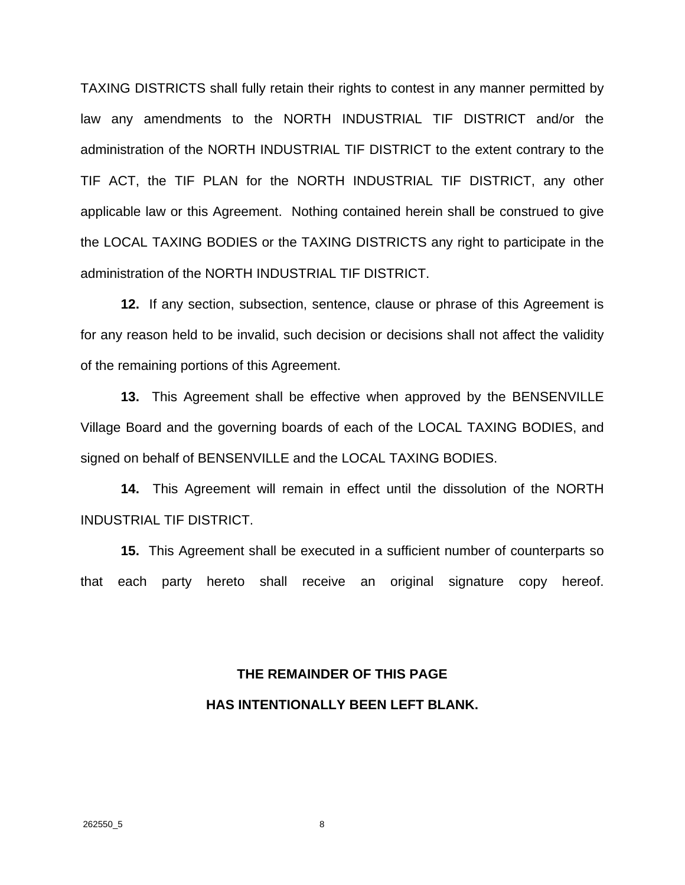TAXING DISTRICTS shall fully retain their rights to contest in any manner permitted by law any amendments to the NORTH INDUSTRIAL TIF DISTRICT and/or the administration of the NORTH INDUSTRIAL TIF DISTRICT to the extent contrary to the TIF ACT, the TIF PLAN for the NORTH INDUSTRIAL TIF DISTRICT, any other applicable law or this Agreement. Nothing contained herein shall be construed to give the LOCAL TAXING BODIES or the TAXING DISTRICTS any right to participate in the administration of the NORTH INDUSTRIAL TIF DISTRICT.

**12.** If any section, subsection, sentence, clause or phrase of this Agreement is for any reason held to be invalid, such decision or decisions shall not affect the validity of the remaining portions of this Agreement.

**13.** This Agreement shall be effective when approved by the BENSENVILLE Village Board and the governing boards of each of the LOCAL TAXING BODIES, and signed on behalf of BENSENVILLE and the LOCAL TAXING BODIES.

**14.** This Agreement will remain in effect until the dissolution of the NORTH INDUSTRIAL TIF DISTRICT.

**15.** This Agreement shall be executed in a sufficient number of counterparts so that each party hereto shall receive an original signature copy hereof.

**THE REMAINDER OF THIS PAGE**

**HAS INTENTIONALLY BEEN LEFT BLANK.**

262550_5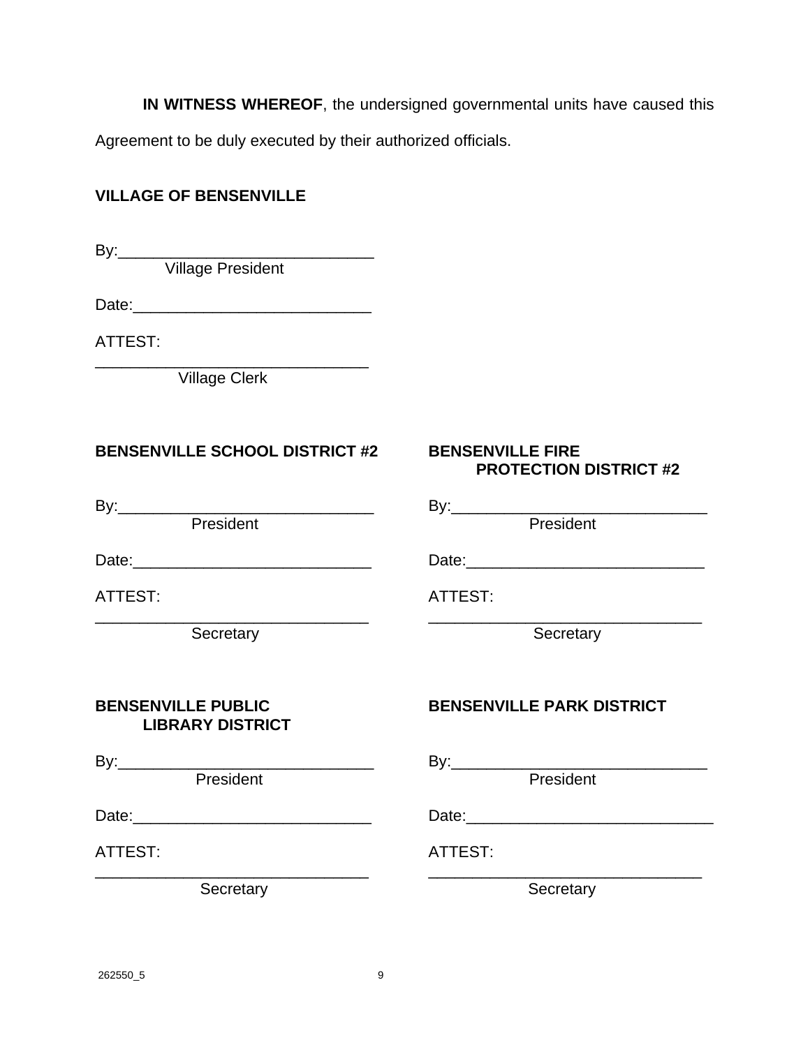**IN WITNESS WHEREOF**, the undersigned governmental units have caused this Agreement to be duly executed by their authorized officials.

**VILLAGE OF BENSENVILLE**

By:_____________________________
Village President

Date:___________________________

ATTEST:
_______________________________
Village Clerk

**BENSENVILLE SCHOOL DISTRICT #2**

By:_____________________________
President

Date:___________________________

ATTEST:
_______________________________
Secretary

**BENSENVILLE FIRE PROTECTION DISTRICT #2**

By:_____________________________
President

Date:___________________________

ATTEST:
_______________________________
Secretary

**BENSENVILLE PUBLIC LIBRARY DISTRICT**

By:_____________________________
President

Date:___________________________

ATTEST:
_______________________________
Secretary

**BENSENVILLE PARK DISTRICT**

By:_____________________________
President

Date:____________________________

ATTEST:
_______________________________
Secretary

262550_5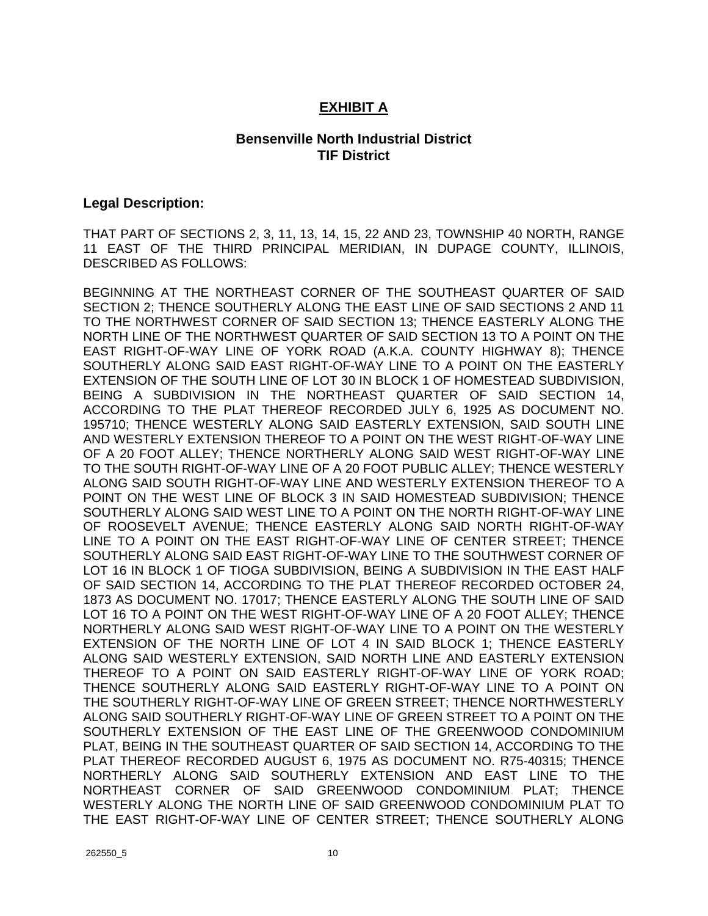# EXHIBIT A

## Bensenville North Industrial District
## TIF District

**Legal Description:**

THAT PART OF SECTIONS 2, 3, 11, 13, 14, 15, 22 AND 23, TOWNSHIP 40 NORTH, RANGE 11 EAST OF THE THIRD PRINCIPAL MERIDIAN, IN DUPAGE COUNTY, ILLINOIS, DESCRIBED AS FOLLOWS:

BEGINNING AT THE NORTHEAST CORNER OF THE SOUTHEAST QUARTER OF SAID SECTION 2; THENCE SOUTHERLY ALONG THE EAST LINE OF SAID SECTIONS 2 AND 11 TO THE NORTHWEST CORNER OF SAID SECTION 13; THENCE EASTERLY ALONG THE NORTH LINE OF THE NORTHWEST QUARTER OF SAID SECTION 13 TO A POINT ON THE EAST RIGHT-OF-WAY LINE OF YORK ROAD (A.K.A. COUNTY HIGHWAY 8); THENCE SOUTHERLY ALONG SAID EAST RIGHT-OF-WAY LINE TO A POINT ON THE EASTERLY EXTENSION OF THE SOUTH LINE OF LOT 30 IN BLOCK 1 OF HOMESTEAD SUBDIVISION, BEING A SUBDIVISION IN THE NORTHEAST QUARTER OF SAID SECTION 14, ACCORDING TO THE PLAT THEREOF RECORDED JULY 6, 1925 AS DOCUMENT NO. 195710; THENCE WESTERLY ALONG SAID EASTERLY EXTENSION, SAID SOUTH LINE AND WESTERLY EXTENSION THEREOF TO A POINT ON THE WEST RIGHT-OF-WAY LINE OF A 20 FOOT ALLEY; THENCE NORTHERLY ALONG SAID WEST RIGHT-OF-WAY LINE TO THE SOUTH RIGHT-OF-WAY LINE OF A 20 FOOT PUBLIC ALLEY; THENCE WESTERLY ALONG SAID SOUTH RIGHT-OF-WAY LINE AND WESTERLY EXTENSION THEREOF TO A POINT ON THE WEST LINE OF BLOCK 3 IN SAID HOMESTEAD SUBDIVISION; THENCE SOUTHERLY ALONG SAID WEST LINE TO A POINT ON THE NORTH RIGHT-OF-WAY LINE OF ROOSEVELT AVENUE; THENCE EASTERLY ALONG SAID NORTH RIGHT-OF-WAY LINE TO A POINT ON THE EAST RIGHT-OF-WAY LINE OF CENTER STREET; THENCE SOUTHERLY ALONG SAID EAST RIGHT-OF-WAY LINE TO THE SOUTHWEST CORNER OF LOT 16 IN BLOCK 1 OF TIOGA SUBDIVISION, BEING A SUBDIVISION IN THE EAST HALF OF SAID SECTION 14, ACCORDING TO THE PLAT THEREOF RECORDED OCTOBER 24, 1873 AS DOCUMENT NO. 17017; THENCE EASTERLY ALONG THE SOUTH LINE OF SAID LOT 16 TO A POINT ON THE WEST RIGHT-OF-WAY LINE OF A 20 FOOT ALLEY; THENCE NORTHERLY ALONG SAID WEST RIGHT-OF-WAY LINE TO A POINT ON THE WESTERLY EXTENSION OF THE NORTH LINE OF LOT 4 IN SAID BLOCK 1; THENCE EASTERLY ALONG SAID WESTERLY EXTENSION, SAID NORTH LINE AND EASTERLY EXTENSION THEREOF TO A POINT ON SAID EASTERLY RIGHT-OF-WAY LINE OF YORK ROAD; THENCE SOUTHERLY ALONG SAID EASTERLY RIGHT-OF-WAY LINE TO A POINT ON THE SOUTHERLY RIGHT-OF-WAY LINE OF GREEN STREET; THENCE NORTHWESTERLY ALONG SAID SOUTHERLY RIGHT-OF-WAY LINE OF GREEN STREET TO A POINT ON THE SOUTHERLY EXTENSION OF THE EAST LINE OF THE GREENWOOD CONDOMINIUM PLAT, BEING IN THE SOUTHEAST QUARTER OF SAID SECTION 14, ACCORDING TO THE PLAT THEREOF RECORDED AUGUST 6, 1975 AS DOCUMENT NO. R75-40315; THENCE NORTHERLY ALONG SAID SOUTHERLY EXTENSION AND EAST LINE TO THE NORTHEAST CORNER OF SAID GREENWOOD CONDOMINIUM PLAT; THENCE WESTERLY ALONG THE NORTH LINE OF SAID GREENWOOD CONDOMINIUM PLAT TO THE EAST RIGHT-OF-WAY LINE OF CENTER STREET; THENCE SOUTHERLY ALONG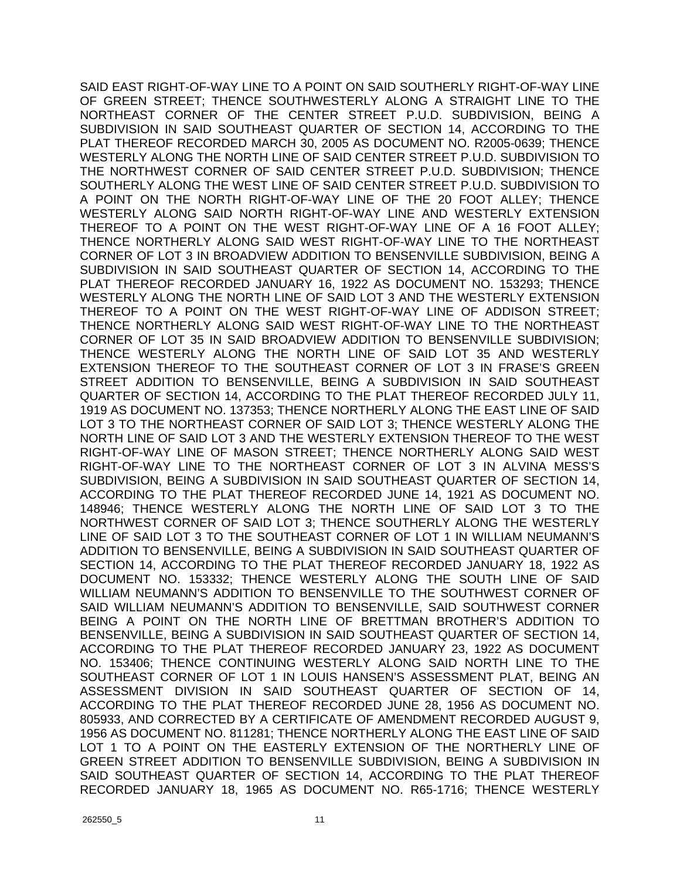SAID EAST RIGHT-OF-WAY LINE TO A POINT ON SAID SOUTHERLY RIGHT-OF-WAY LINE OF GREEN STREET; THENCE SOUTHWESTERLY ALONG A STRAIGHT LINE TO THE NORTHEAST CORNER OF THE CENTER STREET P.U.D. SUBDIVISION, BEING A SUBDIVISION IN SAID SOUTHEAST QUARTER OF SECTION 14, ACCORDING TO THE PLAT THEREOF RECORDED MARCH 30, 2005 AS DOCUMENT NO. R2005-0639; THENCE WESTERLY ALONG THE NORTH LINE OF SAID CENTER STREET P.U.D. SUBDIVISION TO THE NORTHWEST CORNER OF SAID CENTER STREET P.U.D. SUBDIVISION; THENCE SOUTHERLY ALONG THE WEST LINE OF SAID CENTER STREET P.U.D. SUBDIVISION TO A POINT ON THE NORTH RIGHT-OF-WAY LINE OF THE 20 FOOT ALLEY; THENCE WESTERLY ALONG SAID NORTH RIGHT-OF-WAY LINE AND WESTERLY EXTENSION THEREOF TO A POINT ON THE WEST RIGHT-OF-WAY LINE OF A 16 FOOT ALLEY; THENCE NORTHERLY ALONG SAID WEST RIGHT-OF-WAY LINE TO THE NORTHEAST CORNER OF LOT 3 IN BROADVIEW ADDITION TO BENSENVILLE SUBDIVISION, BEING A SUBDIVISION IN SAID SOUTHEAST QUARTER OF SECTION 14, ACCORDING TO THE PLAT THEREOF RECORDED JANUARY 16, 1922 AS DOCUMENT NO. 153293; THENCE WESTERLY ALONG THE NORTH LINE OF SAID LOT 3 AND THE WESTERLY EXTENSION THEREOF TO A POINT ON THE WEST RIGHT-OF-WAY LINE OF ADDISON STREET; THENCE NORTHERLY ALONG SAID WEST RIGHT-OF-WAY LINE TO THE NORTHEAST CORNER OF LOT 35 IN SAID BROADVIEW ADDITION TO BENSENVILLE SUBDIVISION; THENCE WESTERLY ALONG THE NORTH LINE OF SAID LOT 35 AND WESTERLY EXTENSION THEREOF TO THE SOUTHEAST CORNER OF LOT 3 IN FRASE'S GREEN STREET ADDITION TO BENSENVILLE, BEING A SUBDIVISION IN SAID SOUTHEAST QUARTER OF SECTION 14, ACCORDING TO THE PLAT THEREOF RECORDED JULY 11, 1919 AS DOCUMENT NO. 137353; THENCE NORTHERLY ALONG THE EAST LINE OF SAID LOT 3 TO THE NORTHEAST CORNER OF SAID LOT 3; THENCE WESTERLY ALONG THE NORTH LINE OF SAID LOT 3 AND THE WESTERLY EXTENSION THEREOF TO THE WEST RIGHT-OF-WAY LINE OF MASON STREET; THENCE NORTHERLY ALONG SAID WEST RIGHT-OF-WAY LINE TO THE NORTHEAST CORNER OF LOT 3 IN ALVINA MESS'S SUBDIVISION, BEING A SUBDIVISION IN SAID SOUTHEAST QUARTER OF SECTION 14, ACCORDING TO THE PLAT THEREOF RECORDED JUNE 14, 1921 AS DOCUMENT NO. 148946; THENCE WESTERLY ALONG THE NORTH LINE OF SAID LOT 3 TO THE NORTHWEST CORNER OF SAID LOT 3; THENCE SOUTHERLY ALONG THE WESTERLY LINE OF SAID LOT 3 TO THE SOUTHEAST CORNER OF LOT 1 IN WILLIAM NEUMANN'S ADDITION TO BENSENVILLE, BEING A SUBDIVISION IN SAID SOUTHEAST QUARTER OF SECTION 14, ACCORDING TO THE PLAT THEREOF RECORDED JANUARY 18, 1922 AS DOCUMENT NO. 153332; THENCE WESTERLY ALONG THE SOUTH LINE OF SAID WILLIAM NEUMANN'S ADDITION TO BENSENVILLE TO THE SOUTHWEST CORNER OF SAID WILLIAM NEUMANN'S ADDITION TO BENSENVILLE, SAID SOUTHWEST CORNER BEING A POINT ON THE NORTH LINE OF BRETTMAN BROTHER'S ADDITION TO BENSENVILLE, BEING A SUBDIVISION IN SAID SOUTHEAST QUARTER OF SECTION 14, ACCORDING TO THE PLAT THEREOF RECORDED JANUARY 23, 1922 AS DOCUMENT NO. 153406; THENCE CONTINUING WESTERLY ALONG SAID NORTH LINE TO THE SOUTHEAST CORNER OF LOT 1 IN LOUIS HANSEN'S ASSESSMENT PLAT, BEING AN ASSESSMENT DIVISION IN SAID SOUTHEAST QUARTER OF SECTION OF 14, ACCORDING TO THE PLAT THEREOF RECORDED JUNE 28, 1956 AS DOCUMENT NO. 805933, AND CORRECTED BY A CERTIFICATE OF AMENDMENT RECORDED AUGUST 9, 1956 AS DOCUMENT NO. 811281; THENCE NORTHERLY ALONG THE EAST LINE OF SAID LOT 1 TO A POINT ON THE EASTERLY EXTENSION OF THE NORTHERLY LINE OF GREEN STREET ADDITION TO BENSENVILLE SUBDIVISION, BEING A SUBDIVISION IN SAID SOUTHEAST QUARTER OF SECTION 14, ACCORDING TO THE PLAT THEREOF RECORDED JANUARY 18, 1965 AS DOCUMENT NO. R65-1716; THENCE WESTERLY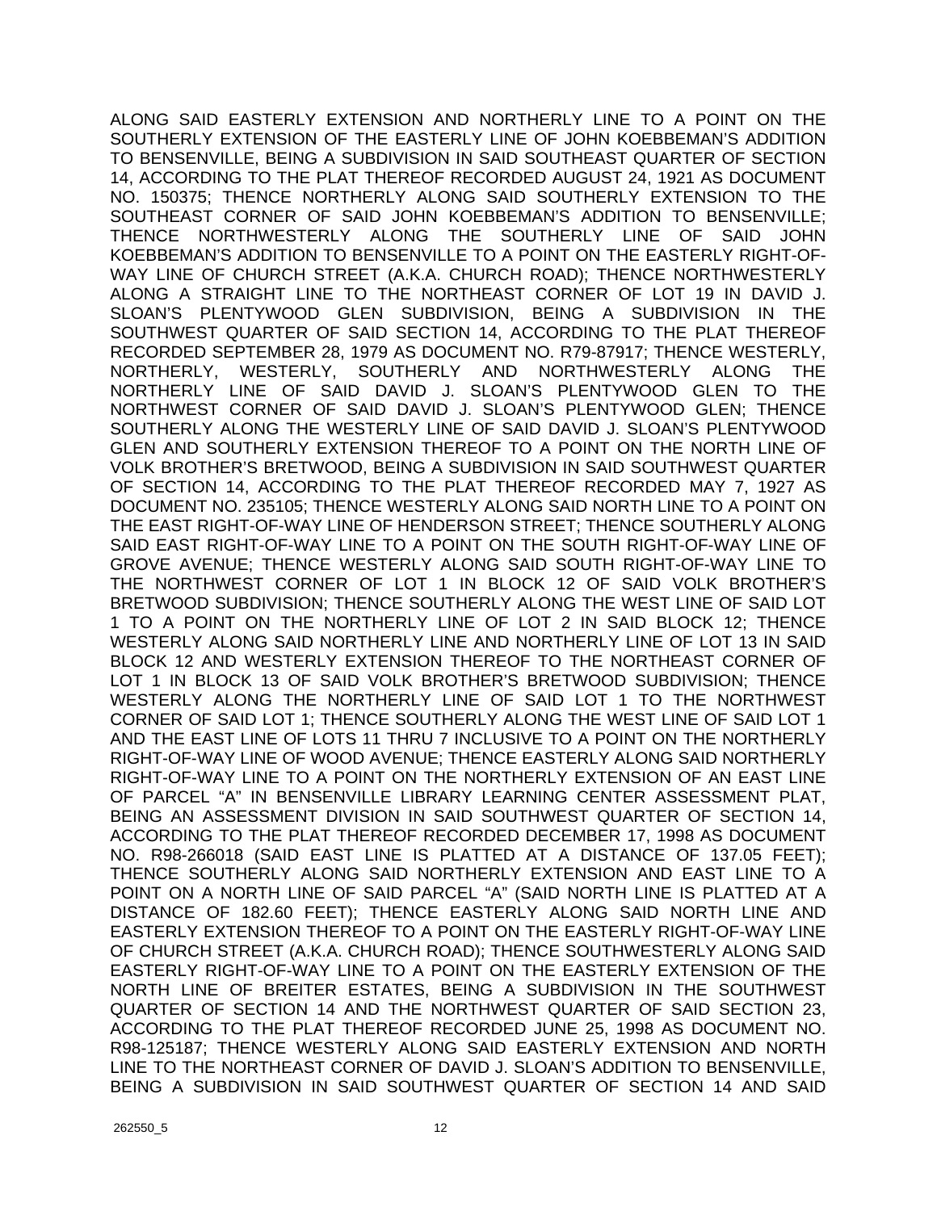ALONG SAID EASTERLY EXTENSION AND NORTHERLY LINE TO A POINT ON THE SOUTHERLY EXTENSION OF THE EASTERLY LINE OF JOHN KOEBBEMAN'S ADDITION TO BENSENVILLE, BEING A SUBDIVISION IN SAID SOUTHEAST QUARTER OF SECTION 14, ACCORDING TO THE PLAT THEREOF RECORDED AUGUST 24, 1921 AS DOCUMENT NO. 150375; THENCE NORTHERLY ALONG SAID SOUTHERLY EXTENSION TO THE SOUTHEAST CORNER OF SAID JOHN KOEBBEMAN'S ADDITION TO BENSENVILLE; THENCE NORTHWESTERLY ALONG THE SOUTHERLY LINE OF SAID JOHN KOEBBEMAN'S ADDITION TO BENSENVILLE TO A POINT ON THE EASTERLY RIGHT-OF-WAY LINE OF CHURCH STREET (A.K.A. CHURCH ROAD); THENCE NORTHWESTERLY ALONG A STRAIGHT LINE TO THE NORTHEAST CORNER OF LOT 19 IN DAVID J. SLOAN'S PLENTYWOOD GLEN SUBDIVISION, BEING A SUBDIVISION IN THE SOUTHWEST QUARTER OF SAID SECTION 14, ACCORDING TO THE PLAT THEREOF RECORDED SEPTEMBER 28, 1979 AS DOCUMENT NO. R79-87917; THENCE WESTERLY, NORTHERLY, WESTERLY, SOUTHERLY AND NORTHWESTERLY ALONG THE NORTHERLY LINE OF SAID DAVID J. SLOAN'S PLENTYWOOD GLEN TO THE NORTHWEST CORNER OF SAID DAVID J. SLOAN'S PLENTYWOOD GLEN; THENCE SOUTHERLY ALONG THE WESTERLY LINE OF SAID DAVID J. SLOAN'S PLENTYWOOD GLEN AND SOUTHERLY EXTENSION THEREOF TO A POINT ON THE NORTH LINE OF VOLK BROTHER'S BRETWOOD, BEING A SUBDIVISION IN SAID SOUTHWEST QUARTER OF SECTION 14, ACCORDING TO THE PLAT THEREOF RECORDED MAY 7, 1927 AS DOCUMENT NO. 235105; THENCE WESTERLY ALONG SAID NORTH LINE TO A POINT ON THE EAST RIGHT-OF-WAY LINE OF HENDERSON STREET; THENCE SOUTHERLY ALONG SAID EAST RIGHT-OF-WAY LINE TO A POINT ON THE SOUTH RIGHT-OF-WAY LINE OF GROVE AVENUE; THENCE WESTERLY ALONG SAID SOUTH RIGHT-OF-WAY LINE TO THE NORTHWEST CORNER OF LOT 1 IN BLOCK 12 OF SAID VOLK BROTHER'S BRETWOOD SUBDIVISION; THENCE SOUTHERLY ALONG THE WEST LINE OF SAID LOT 1 TO A POINT ON THE NORTHERLY LINE OF LOT 2 IN SAID BLOCK 12; THENCE WESTERLY ALONG SAID NORTHERLY LINE AND NORTHERLY LINE OF LOT 13 IN SAID BLOCK 12 AND WESTERLY EXTENSION THEREOF TO THE NORTHEAST CORNER OF LOT 1 IN BLOCK 13 OF SAID VOLK BROTHER'S BRETWOOD SUBDIVISION; THENCE WESTERLY ALONG THE NORTHERLY LINE OF SAID LOT 1 TO THE NORTHWEST CORNER OF SAID LOT 1; THENCE SOUTHERLY ALONG THE WEST LINE OF SAID LOT 1 AND THE EAST LINE OF LOTS 11 THRU 7 INCLUSIVE TO A POINT ON THE NORTHERLY RIGHT-OF-WAY LINE OF WOOD AVENUE; THENCE EASTERLY ALONG SAID NORTHERLY RIGHT-OF-WAY LINE TO A POINT ON THE NORTHERLY EXTENSION OF AN EAST LINE OF PARCEL "A" IN BENSENVILLE LIBRARY LEARNING CENTER ASSESSMENT PLAT, BEING AN ASSESSMENT DIVISION IN SAID SOUTHWEST QUARTER OF SECTION 14, ACCORDING TO THE PLAT THEREOF RECORDED DECEMBER 17, 1998 AS DOCUMENT NO. R98-266018 (SAID EAST LINE IS PLATTED AT A DISTANCE OF 137.05 FEET); THENCE SOUTHERLY ALONG SAID NORTHERLY EXTENSION AND EAST LINE TO A POINT ON A NORTH LINE OF SAID PARCEL "A" (SAID NORTH LINE IS PLATTED AT A DISTANCE OF 182.60 FEET); THENCE EASTERLY ALONG SAID NORTH LINE AND EASTERLY EXTENSION THEREOF TO A POINT ON THE EASTERLY RIGHT-OF-WAY LINE OF CHURCH STREET (A.K.A. CHURCH ROAD); THENCE SOUTHWESTERLY ALONG SAID EASTERLY RIGHT-OF-WAY LINE TO A POINT ON THE EASTERLY EXTENSION OF THE NORTH LINE OF BREITER ESTATES, BEING A SUBDIVISION IN THE SOUTHWEST QUARTER OF SECTION 14 AND THE NORTHWEST QUARTER OF SAID SECTION 23, ACCORDING TO THE PLAT THEREOF RECORDED JUNE 25, 1998 AS DOCUMENT NO. R98-125187; THENCE WESTERLY ALONG SAID EASTERLY EXTENSION AND NORTH LINE TO THE NORTHEAST CORNER OF DAVID J. SLOAN'S ADDITION TO BENSENVILLE, BEING A SUBDIVISION IN SAID SOUTHWEST QUARTER OF SECTION 14 AND SAID

262550_5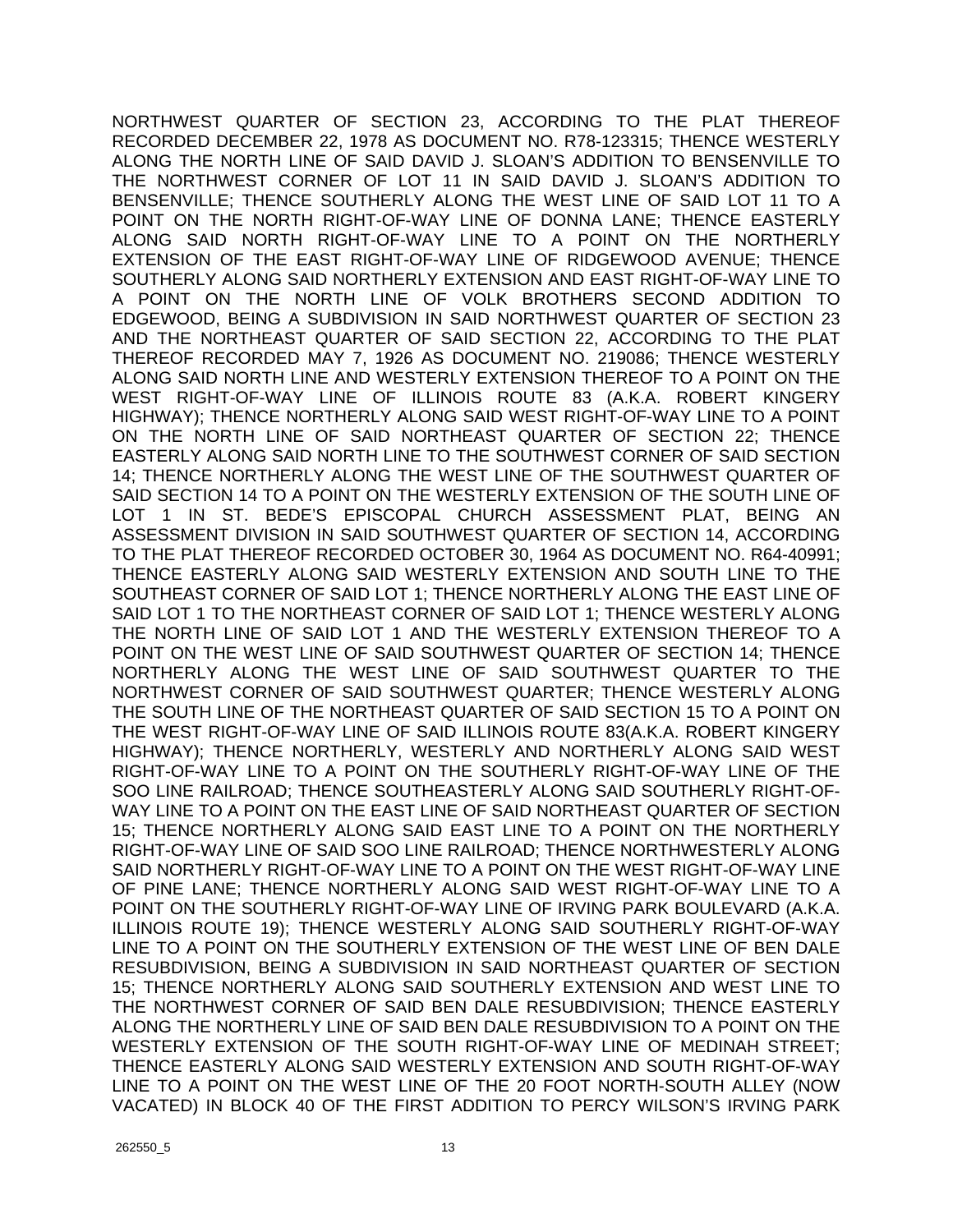NORTHWEST QUARTER OF SECTION 23, ACCORDING TO THE PLAT THEREOF RECORDED DECEMBER 22, 1978 AS DOCUMENT NO. R78-123315; THENCE WESTERLY ALONG THE NORTH LINE OF SAID DAVID J. SLOAN'S ADDITION TO BENSENVILLE TO THE NORTHWEST CORNER OF LOT 11 IN SAID DAVID J. SLOAN'S ADDITION TO BENSENVILLE; THENCE SOUTHERLY ALONG THE WEST LINE OF SAID LOT 11 TO A POINT ON THE NORTH RIGHT-OF-WAY LINE OF DONNA LANE; THENCE EASTERLY ALONG SAID NORTH RIGHT-OF-WAY LINE TO A POINT ON THE NORTHERLY EXTENSION OF THE EAST RIGHT-OF-WAY LINE OF RIDGEWOOD AVENUE; THENCE SOUTHERLY ALONG SAID NORTHERLY EXTENSION AND EAST RIGHT-OF-WAY LINE TO A POINT ON THE NORTH LINE OF VOLK BROTHERS SECOND ADDITION TO EDGEWOOD, BEING A SUBDIVISION IN SAID NORTHWEST QUARTER OF SECTION 23 AND THE NORTHEAST QUARTER OF SAID SECTION 22, ACCORDING TO THE PLAT THEREOF RECORDED MAY 7, 1926 AS DOCUMENT NO. 219086; THENCE WESTERLY ALONG SAID NORTH LINE AND WESTERLY EXTENSION THEREOF TO A POINT ON THE WEST RIGHT-OF-WAY LINE OF ILLINOIS ROUTE 83 (A.K.A. ROBERT KINGERY HIGHWAY); THENCE NORTHERLY ALONG SAID WEST RIGHT-OF-WAY LINE TO A POINT ON THE NORTH LINE OF SAID NORTHEAST QUARTER OF SECTION 22; THENCE EASTERLY ALONG SAID NORTH LINE TO THE SOUTHWEST CORNER OF SAID SECTION 14; THENCE NORTHERLY ALONG THE WEST LINE OF THE SOUTHWEST QUARTER OF SAID SECTION 14 TO A POINT ON THE WESTERLY EXTENSION OF THE SOUTH LINE OF LOT 1 IN ST. BEDE'S EPISCOPAL CHURCH ASSESSMENT PLAT, BEING AN ASSESSMENT DIVISION IN SAID SOUTHWEST QUARTER OF SECTION 14, ACCORDING TO THE PLAT THEREOF RECORDED OCTOBER 30, 1964 AS DOCUMENT NO. R64-40991; THENCE EASTERLY ALONG SAID WESTERLY EXTENSION AND SOUTH LINE TO THE SOUTHEAST CORNER OF SAID LOT 1; THENCE NORTHERLY ALONG THE EAST LINE OF SAID LOT 1 TO THE NORTHEAST CORNER OF SAID LOT 1; THENCE WESTERLY ALONG THE NORTH LINE OF SAID LOT 1 AND THE WESTERLY EXTENSION THEREOF TO A POINT ON THE WEST LINE OF SAID SOUTHWEST QUARTER OF SECTION 14; THENCE NORTHERLY ALONG THE WEST LINE OF SAID SOUTHWEST QUARTER TO THE NORTHWEST CORNER OF SAID SOUTHWEST QUARTER; THENCE WESTERLY ALONG THE SOUTH LINE OF THE NORTHEAST QUARTER OF SAID SECTION 15 TO A POINT ON THE WEST RIGHT-OF-WAY LINE OF SAID ILLINOIS ROUTE 83(A.K.A. ROBERT KINGERY HIGHWAY); THENCE NORTHERLY, WESTERLY AND NORTHERLY ALONG SAID WEST RIGHT-OF-WAY LINE TO A POINT ON THE SOUTHERLY RIGHT-OF-WAY LINE OF THE SOO LINE RAILROAD; THENCE SOUTHEASTERLY ALONG SAID SOUTHERLY RIGHT-OF-WAY LINE TO A POINT ON THE EAST LINE OF SAID NORTHEAST QUARTER OF SECTION 15; THENCE NORTHERLY ALONG SAID EAST LINE TO A POINT ON THE NORTHERLY RIGHT-OF-WAY LINE OF SAID SOO LINE RAILROAD; THENCE NORTHWESTERLY ALONG SAID NORTHERLY RIGHT-OF-WAY LINE TO A POINT ON THE WEST RIGHT-OF-WAY LINE OF PINE LANE; THENCE NORTHERLY ALONG SAID WEST RIGHT-OF-WAY LINE TO A POINT ON THE SOUTHERLY RIGHT-OF-WAY LINE OF IRVING PARK BOULEVARD (A.K.A. ILLINOIS ROUTE 19); THENCE WESTERLY ALONG SAID SOUTHERLY RIGHT-OF-WAY LINE TO A POINT ON THE SOUTHERLY EXTENSION OF THE WEST LINE OF BEN DALE RESUBDIVISION, BEING A SUBDIVISION IN SAID NORTHEAST QUARTER OF SECTION 15; THENCE NORTHERLY ALONG SAID SOUTHERLY EXTENSION AND WEST LINE TO THE NORTHWEST CORNER OF SAID BEN DALE RESUBDIVISION; THENCE EASTERLY ALONG THE NORTHERLY LINE OF SAID BEN DALE RESUBDIVISION TO A POINT ON THE WESTERLY EXTENSION OF THE SOUTH RIGHT-OF-WAY LINE OF MEDINAH STREET; THENCE EASTERLY ALONG SAID WESTERLY EXTENSION AND SOUTH RIGHT-OF-WAY LINE TO A POINT ON THE WEST LINE OF THE 20 FOOT NORTH-SOUTH ALLEY (NOW VACATED) IN BLOCK 40 OF THE FIRST ADDITION TO PERCY WILSON'S IRVING PARK

262550_5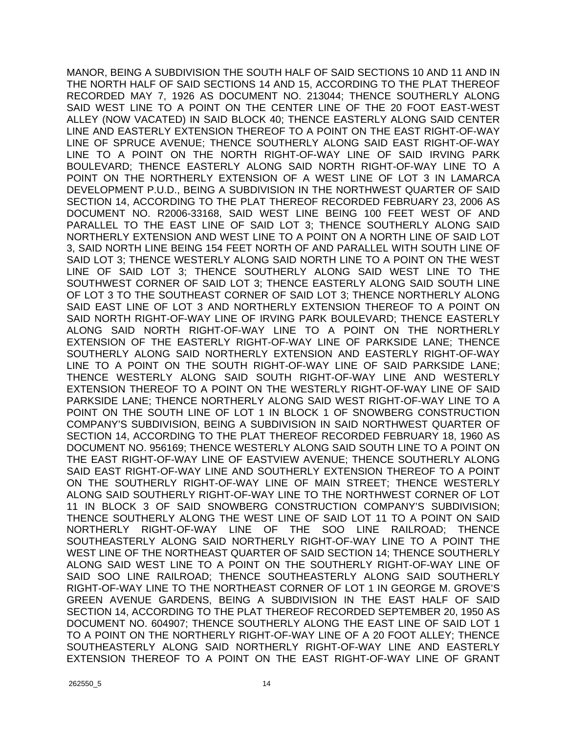MANOR, BEING A SUBDIVISION THE SOUTH HALF OF SAID SECTIONS 10 AND 11 AND IN THE NORTH HALF OF SAID SECTIONS 14 AND 15, ACCORDING TO THE PLAT THEREOF RECORDED MAY 7, 1926 AS DOCUMENT NO. 213044; THENCE SOUTHERLY ALONG SAID WEST LINE TO A POINT ON THE CENTER LINE OF THE 20 FOOT EAST-WEST ALLEY (NOW VACATED) IN SAID BLOCK 40; THENCE EASTERLY ALONG SAID CENTER LINE AND EASTERLY EXTENSION THEREOF TO A POINT ON THE EAST RIGHT-OF-WAY LINE OF SPRUCE AVENUE; THENCE SOUTHERLY ALONG SAID EAST RIGHT-OF-WAY LINE TO A POINT ON THE NORTH RIGHT-OF-WAY LINE OF SAID IRVING PARK BOULEVARD; THENCE EASTERLY ALONG SAID NORTH RIGHT-OF-WAY LINE TO A POINT ON THE NORTHERLY EXTENSION OF A WEST LINE OF LOT 3 IN LAMARCA DEVELOPMENT P.U.D., BEING A SUBDIVISION IN THE NORTHWEST QUARTER OF SAID SECTION 14, ACCORDING TO THE PLAT THEREOF RECORDED FEBRUARY 23, 2006 AS DOCUMENT NO. R2006-33168, SAID WEST LINE BEING 100 FEET WEST OF AND PARALLEL TO THE EAST LINE OF SAID LOT 3; THENCE SOUTHERLY ALONG SAID NORTHERLY EXTENSION AND WEST LINE TO A POINT ON A NORTH LINE OF SAID LOT 3, SAID NORTH LINE BEING 154 FEET NORTH OF AND PARALLEL WITH SOUTH LINE OF SAID LOT 3; THENCE WESTERLY ALONG SAID NORTH LINE TO A POINT ON THE WEST LINE OF SAID LOT 3; THENCE SOUTHERLY ALONG SAID WEST LINE TO THE SOUTHWEST CORNER OF SAID LOT 3; THENCE EASTERLY ALONG SAID SOUTH LINE OF LOT 3 TO THE SOUTHEAST CORNER OF SAID LOT 3; THENCE NORTHERLY ALONG SAID EAST LINE OF LOT 3 AND NORTHERLY EXTENSION THEREOF TO A POINT ON SAID NORTH RIGHT-OF-WAY LINE OF IRVING PARK BOULEVARD; THENCE EASTERLY ALONG SAID NORTH RIGHT-OF-WAY LINE TO A POINT ON THE NORTHERLY EXTENSION OF THE EASTERLY RIGHT-OF-WAY LINE OF PARKSIDE LANE; THENCE SOUTHERLY ALONG SAID NORTHERLY EXTENSION AND EASTERLY RIGHT-OF-WAY LINE TO A POINT ON THE SOUTH RIGHT-OF-WAY LINE OF SAID PARKSIDE LANE; THENCE WESTERLY ALONG SAID SOUTH RIGHT-OF-WAY LINE AND WESTERLY EXTENSION THEREOF TO A POINT ON THE WESTERLY RIGHT-OF-WAY LINE OF SAID PARKSIDE LANE; THENCE NORTHERLY ALONG SAID WEST RIGHT-OF-WAY LINE TO A POINT ON THE SOUTH LINE OF LOT 1 IN BLOCK 1 OF SNOWBERG CONSTRUCTION COMPANY'S SUBDIVISION, BEING A SUBDIVISION IN SAID NORTHWEST QUARTER OF SECTION 14, ACCORDING TO THE PLAT THEREOF RECORDED FEBRUARY 18, 1960 AS DOCUMENT NO. 956169; THENCE WESTERLY ALONG SAID SOUTH LINE TO A POINT ON THE EAST RIGHT-OF-WAY LINE OF EASTVIEW AVENUE; THENCE SOUTHERLY ALONG SAID EAST RIGHT-OF-WAY LINE AND SOUTHERLY EXTENSION THEREOF TO A POINT ON THE SOUTHERLY RIGHT-OF-WAY LINE OF MAIN STREET; THENCE WESTERLY ALONG SAID SOUTHERLY RIGHT-OF-WAY LINE TO THE NORTHWEST CORNER OF LOT 11 IN BLOCK 3 OF SAID SNOWBERG CONSTRUCTION COMPANY'S SUBDIVISION; THENCE SOUTHERLY ALONG THE WEST LINE OF SAID LOT 11 TO A POINT ON SAID NORTHERLY RIGHT-OF-WAY LINE OF THE SOO LINE RAILROAD; THENCE SOUTHEASTERLY ALONG SAID NORTHERLY RIGHT-OF-WAY LINE TO A POINT THE WEST LINE OF THE NORTHEAST QUARTER OF SAID SECTION 14; THENCE SOUTHERLY ALONG SAID WEST LINE TO A POINT ON THE SOUTHERLY RIGHT-OF-WAY LINE OF SAID SOO LINE RAILROAD; THENCE SOUTHEASTERLY ALONG SAID SOUTHERLY RIGHT-OF-WAY LINE TO THE NORTHEAST CORNER OF LOT 1 IN GEORGE M. GROVE'S GREEN AVENUE GARDENS, BEING A SUBDIVISION IN THE EAST HALF OF SAID SECTION 14, ACCORDING TO THE PLAT THEREOF RECORDED SEPTEMBER 20, 1950 AS DOCUMENT NO. 604907; THENCE SOUTHERLY ALONG THE EAST LINE OF SAID LOT 1 TO A POINT ON THE NORTHERLY RIGHT-OF-WAY LINE OF A 20 FOOT ALLEY; THENCE SOUTHEASTERLY ALONG SAID NORTHERLY RIGHT-OF-WAY LINE AND EASTERLY EXTENSION THEREOF TO A POINT ON THE EAST RIGHT-OF-WAY LINE OF GRANT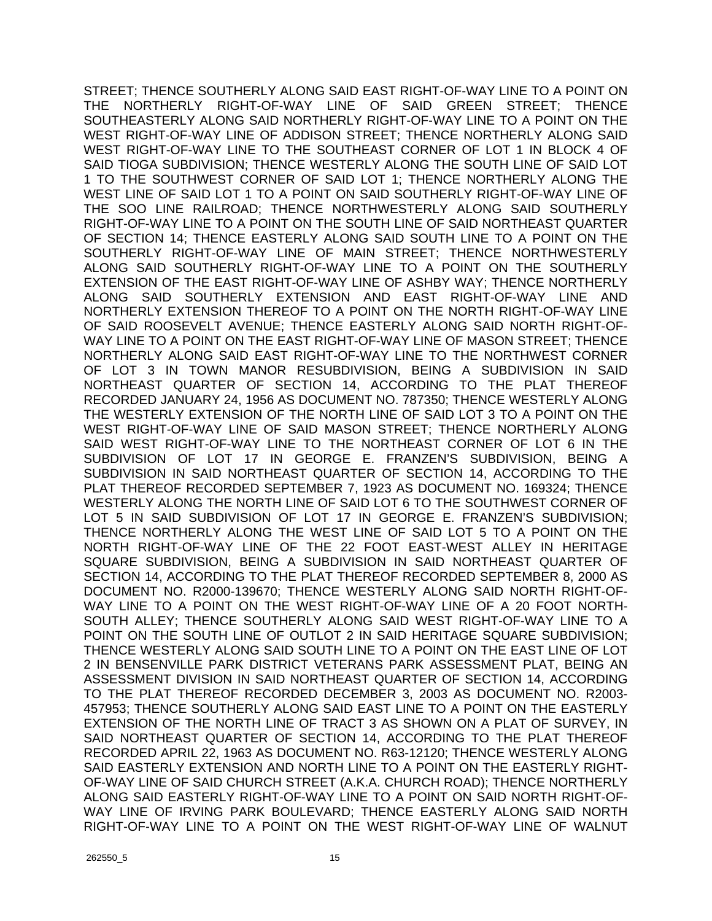STREET; THENCE SOUTHERLY ALONG SAID EAST RIGHT-OF-WAY LINE TO A POINT ON THE NORTHERLY RIGHT-OF-WAY LINE OF SAID GREEN STREET; THENCE SOUTHEASTERLY ALONG SAID NORTHERLY RIGHT-OF-WAY LINE TO A POINT ON THE WEST RIGHT-OF-WAY LINE OF ADDISON STREET; THENCE NORTHERLY ALONG SAID WEST RIGHT-OF-WAY LINE TO THE SOUTHEAST CORNER OF LOT 1 IN BLOCK 4 OF SAID TIOGA SUBDIVISION; THENCE WESTERLY ALONG THE SOUTH LINE OF SAID LOT 1 TO THE SOUTHWEST CORNER OF SAID LOT 1; THENCE NORTHERLY ALONG THE WEST LINE OF SAID LOT 1 TO A POINT ON SAID SOUTHERLY RIGHT-OF-WAY LINE OF THE SOO LINE RAILROAD; THENCE NORTHWESTERLY ALONG SAID SOUTHERLY RIGHT-OF-WAY LINE TO A POINT ON THE SOUTH LINE OF SAID NORTHEAST QUARTER OF SECTION 14; THENCE EASTERLY ALONG SAID SOUTH LINE TO A POINT ON THE SOUTHERLY RIGHT-OF-WAY LINE OF MAIN STREET; THENCE NORTHWESTERLY ALONG SAID SOUTHERLY RIGHT-OF-WAY LINE TO A POINT ON THE SOUTHERLY EXTENSION OF THE EAST RIGHT-OF-WAY LINE OF ASHBY WAY; THENCE NORTHERLY ALONG SAID SOUTHERLY EXTENSION AND EAST RIGHT-OF-WAY LINE AND NORTHERLY EXTENSION THEREOF TO A POINT ON THE NORTH RIGHT-OF-WAY LINE OF SAID ROOSEVELT AVENUE; THENCE EASTERLY ALONG SAID NORTH RIGHT-OF-WAY LINE TO A POINT ON THE EAST RIGHT-OF-WAY LINE OF MASON STREET; THENCE NORTHERLY ALONG SAID EAST RIGHT-OF-WAY LINE TO THE NORTHWEST CORNER OF LOT 3 IN TOWN MANOR RESUBDIVISION, BEING A SUBDIVISION IN SAID NORTHEAST QUARTER OF SECTION 14, ACCORDING TO THE PLAT THEREOF RECORDED JANUARY 24, 1956 AS DOCUMENT NO. 787350; THENCE WESTERLY ALONG THE WESTERLY EXTENSION OF THE NORTH LINE OF SAID LOT 3 TO A POINT ON THE WEST RIGHT-OF-WAY LINE OF SAID MASON STREET; THENCE NORTHERLY ALONG SAID WEST RIGHT-OF-WAY LINE TO THE NORTHEAST CORNER OF LOT 6 IN THE SUBDIVISION OF LOT 17 IN GEORGE E. FRANZEN'S SUBDIVISION, BEING A SUBDIVISION IN SAID NORTHEAST QUARTER OF SECTION 14, ACCORDING TO THE PLAT THEREOF RECORDED SEPTEMBER 7, 1923 AS DOCUMENT NO. 169324; THENCE WESTERLY ALONG THE NORTH LINE OF SAID LOT 6 TO THE SOUTHWEST CORNER OF LOT 5 IN SAID SUBDIVISION OF LOT 17 IN GEORGE E. FRANZEN'S SUBDIVISION; THENCE NORTHERLY ALONG THE WEST LINE OF SAID LOT 5 TO A POINT ON THE NORTH RIGHT-OF-WAY LINE OF THE 22 FOOT EAST-WEST ALLEY IN HERITAGE SQUARE SUBDIVISION, BEING A SUBDIVISION IN SAID NORTHEAST QUARTER OF SECTION 14, ACCORDING TO THE PLAT THEREOF RECORDED SEPTEMBER 8, 2000 AS DOCUMENT NO. R2000-139670; THENCE WESTERLY ALONG SAID NORTH RIGHT-OF-WAY LINE TO A POINT ON THE WEST RIGHT-OF-WAY LINE OF A 20 FOOT NORTH-SOUTH ALLEY; THENCE SOUTHERLY ALONG SAID WEST RIGHT-OF-WAY LINE TO A POINT ON THE SOUTH LINE OF OUTLOT 2 IN SAID HERITAGE SQUARE SUBDIVISION; THENCE WESTERLY ALONG SAID SOUTH LINE TO A POINT ON THE EAST LINE OF LOT 2 IN BENSENVILLE PARK DISTRICT VETERANS PARK ASSESSMENT PLAT, BEING AN ASSESSMENT DIVISION IN SAID NORTHEAST QUARTER OF SECTION 14, ACCORDING TO THE PLAT THEREOF RECORDED DECEMBER 3, 2003 AS DOCUMENT NO. R2003-457953; THENCE SOUTHERLY ALONG SAID EAST LINE TO A POINT ON THE EASTERLY EXTENSION OF THE NORTH LINE OF TRACT 3 AS SHOWN ON A PLAT OF SURVEY, IN SAID NORTHEAST QUARTER OF SECTION 14, ACCORDING TO THE PLAT THEREOF RECORDED APRIL 22, 1963 AS DOCUMENT NO. R63-12120; THENCE WESTERLY ALONG SAID EASTERLY EXTENSION AND NORTH LINE TO A POINT ON THE EASTERLY RIGHT-OF-WAY LINE OF SAID CHURCH STREET (A.K.A. CHURCH ROAD); THENCE NORTHERLY ALONG SAID EASTERLY RIGHT-OF-WAY LINE TO A POINT ON SAID NORTH RIGHT-OF-WAY LINE OF IRVING PARK BOULEVARD; THENCE EASTERLY ALONG SAID NORTH RIGHT-OF-WAY LINE TO A POINT ON THE WEST RIGHT-OF-WAY LINE OF WALNUT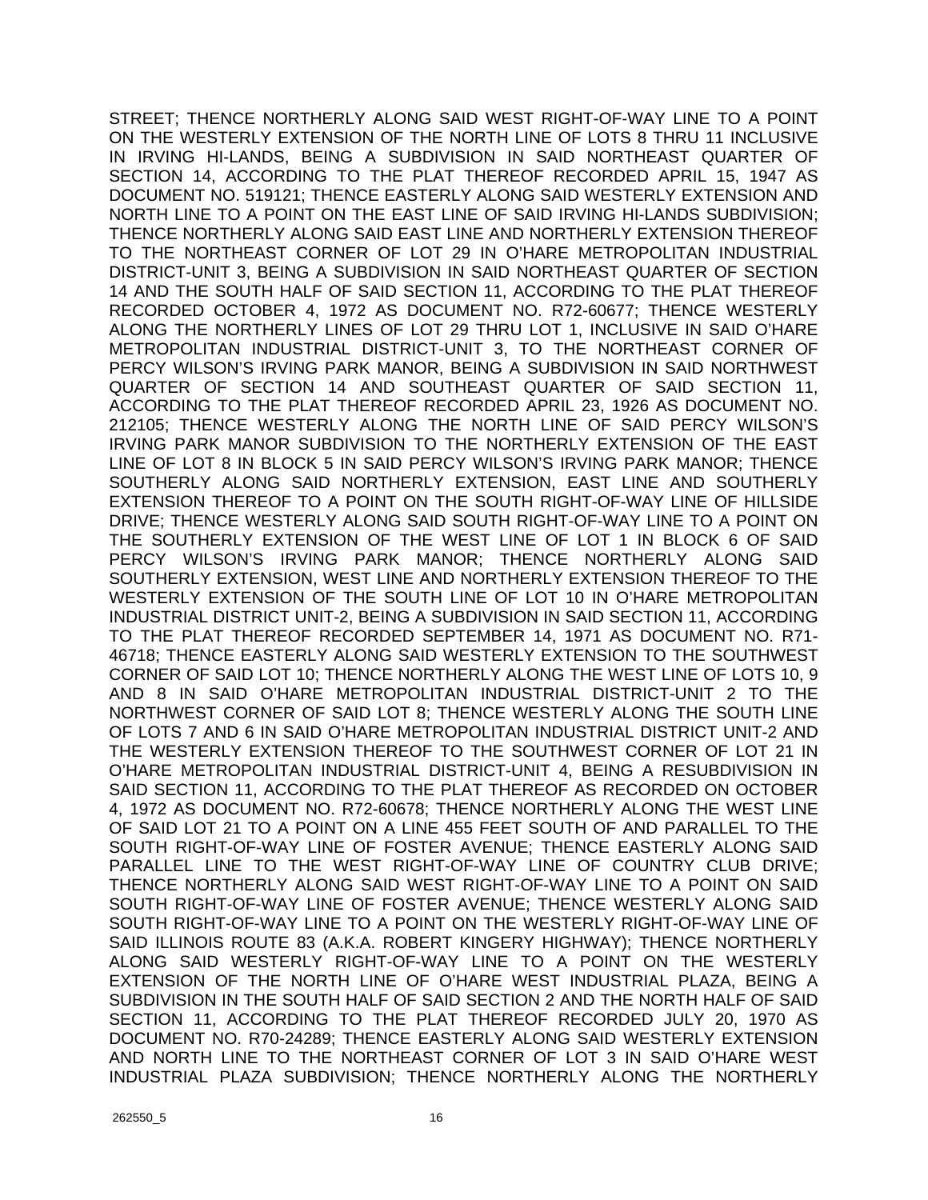STREET; THENCE NORTHERLY ALONG SAID WEST RIGHT-OF-WAY LINE TO A POINT ON THE WESTERLY EXTENSION OF THE NORTH LINE OF LOTS 8 THRU 11 INCLUSIVE IN IRVING HI-LANDS, BEING A SUBDIVISION IN SAID NORTHEAST QUARTER OF SECTION 14, ACCORDING TO THE PLAT THEREOF RECORDED APRIL 15, 1947 AS DOCUMENT NO. 519121; THENCE EASTERLY ALONG SAID WESTERLY EXTENSION AND NORTH LINE TO A POINT ON THE EAST LINE OF SAID IRVING HI-LANDS SUBDIVISION; THENCE NORTHERLY ALONG SAID EAST LINE AND NORTHERLY EXTENSION THEREOF TO THE NORTHEAST CORNER OF LOT 29 IN O'HARE METROPOLITAN INDUSTRIAL DISTRICT-UNIT 3, BEING A SUBDIVISION IN SAID NORTHEAST QUARTER OF SECTION 14 AND THE SOUTH HALF OF SAID SECTION 11, ACCORDING TO THE PLAT THEREOF RECORDED OCTOBER 4, 1972 AS DOCUMENT NO. R72-60677; THENCE WESTERLY ALONG THE NORTHERLY LINES OF LOT 29 THRU LOT 1, INCLUSIVE IN SAID O'HARE METROPOLITAN INDUSTRIAL DISTRICT-UNIT 3, TO THE NORTHEAST CORNER OF PERCY WILSON'S IRVING PARK MANOR, BEING A SUBDIVISION IN SAID NORTHWEST QUARTER OF SECTION 14 AND SOUTHEAST QUARTER OF SAID SECTION 11, ACCORDING TO THE PLAT THEREOF RECORDED APRIL 23, 1926 AS DOCUMENT NO. 212105; THENCE WESTERLY ALONG THE NORTH LINE OF SAID PERCY WILSON'S IRVING PARK MANOR SUBDIVISION TO THE NORTHERLY EXTENSION OF THE EAST LINE OF LOT 8 IN BLOCK 5 IN SAID PERCY WILSON'S IRVING PARK MANOR; THENCE SOUTHERLY ALONG SAID NORTHERLY EXTENSION, EAST LINE AND SOUTHERLY EXTENSION THEREOF TO A POINT ON THE SOUTH RIGHT-OF-WAY LINE OF HILLSIDE DRIVE; THENCE WESTERLY ALONG SAID SOUTH RIGHT-OF-WAY LINE TO A POINT ON THE SOUTHERLY EXTENSION OF THE WEST LINE OF LOT 1 IN BLOCK 6 OF SAID PERCY WILSON'S IRVING PARK MANOR; THENCE NORTHERLY ALONG SAID SOUTHERLY EXTENSION, WEST LINE AND NORTHERLY EXTENSION THEREOF TO THE WESTERLY EXTENSION OF THE SOUTH LINE OF LOT 10 IN O'HARE METROPOLITAN INDUSTRIAL DISTRICT UNIT-2, BEING A SUBDIVISION IN SAID SECTION 11, ACCORDING TO THE PLAT THEREOF RECORDED SEPTEMBER 14, 1971 AS DOCUMENT NO. R71-46718; THENCE EASTERLY ALONG SAID WESTERLY EXTENSION TO THE SOUTHWEST CORNER OF SAID LOT 10; THENCE NORTHERLY ALONG THE WEST LINE OF LOTS 10, 9 AND 8 IN SAID O'HARE METROPOLITAN INDUSTRIAL DISTRICT-UNIT 2 TO THE NORTHWEST CORNER OF SAID LOT 8; THENCE WESTERLY ALONG THE SOUTH LINE OF LOTS 7 AND 6 IN SAID O'HARE METROPOLITAN INDUSTRIAL DISTRICT UNIT-2 AND THE WESTERLY EXTENSION THEREOF TO THE SOUTHWEST CORNER OF LOT 21 IN O'HARE METROPOLITAN INDUSTRIAL DISTRICT-UNIT 4, BEING A RESUBDIVISION IN SAID SECTION 11, ACCORDING TO THE PLAT THEREOF AS RECORDED ON OCTOBER 4, 1972 AS DOCUMENT NO. R72-60678; THENCE NORTHERLY ALONG THE WEST LINE OF SAID LOT 21 TO A POINT ON A LINE 455 FEET SOUTH OF AND PARALLEL TO THE SOUTH RIGHT-OF-WAY LINE OF FOSTER AVENUE; THENCE EASTERLY ALONG SAID PARALLEL LINE TO THE WEST RIGHT-OF-WAY LINE OF COUNTRY CLUB DRIVE; THENCE NORTHERLY ALONG SAID WEST RIGHT-OF-WAY LINE TO A POINT ON SAID SOUTH RIGHT-OF-WAY LINE OF FOSTER AVENUE; THENCE WESTERLY ALONG SAID SOUTH RIGHT-OF-WAY LINE TO A POINT ON THE WESTERLY RIGHT-OF-WAY LINE OF SAID ILLINOIS ROUTE 83 (A.K.A. ROBERT KINGERY HIGHWAY); THENCE NORTHERLY ALONG SAID WESTERLY RIGHT-OF-WAY LINE TO A POINT ON THE WESTERLY EXTENSION OF THE NORTH LINE OF O'HARE WEST INDUSTRIAL PLAZA, BEING A SUBDIVISION IN THE SOUTH HALF OF SAID SECTION 2 AND THE NORTH HALF OF SAID SECTION 11, ACCORDING TO THE PLAT THEREOF RECORDED JULY 20, 1970 AS DOCUMENT NO. R70-24289; THENCE EASTERLY ALONG SAID WESTERLY EXTENSION AND NORTH LINE TO THE NORTHEAST CORNER OF LOT 3 IN SAID O'HARE WEST INDUSTRIAL PLAZA SUBDIVISION; THENCE NORTHERLY ALONG THE NORTHERLY

262550_5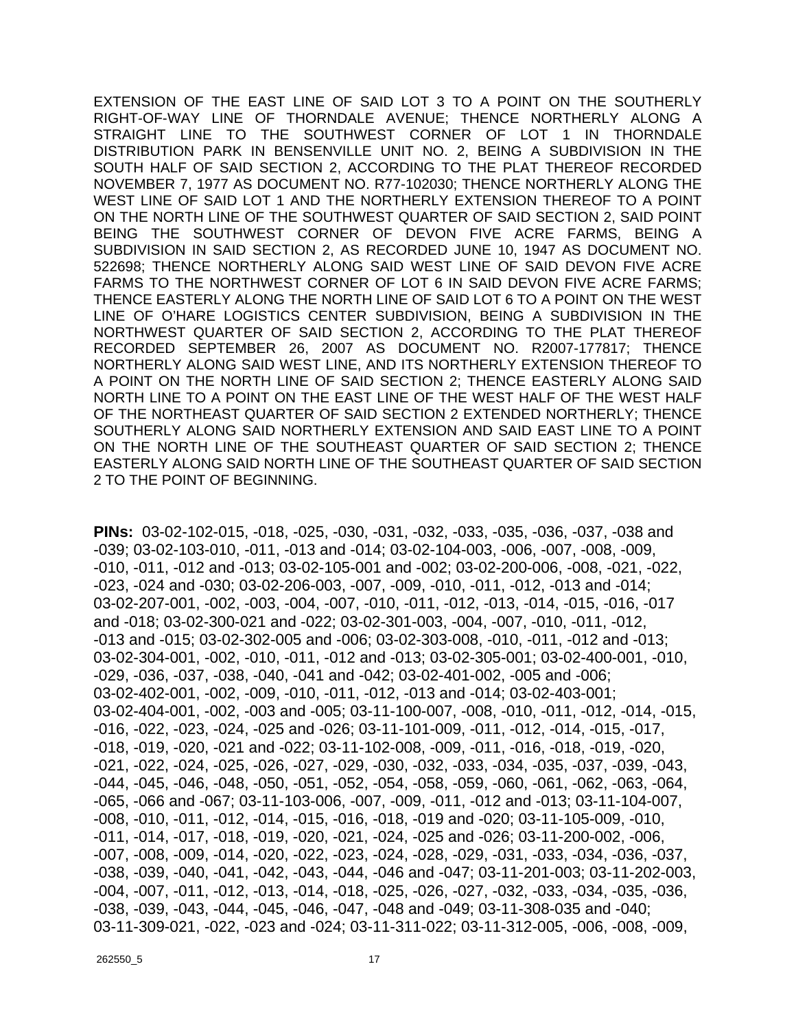EXTENSION OF THE EAST LINE OF SAID LOT 3 TO A POINT ON THE SOUTHERLY RIGHT-OF-WAY LINE OF THORNDALE AVENUE; THENCE NORTHERLY ALONG A STRAIGHT LINE TO THE SOUTHWEST CORNER OF LOT 1 IN THORNDALE DISTRIBUTION PARK IN BENSENVILLE UNIT NO. 2, BEING A SUBDIVISION IN THE SOUTH HALF OF SAID SECTION 2, ACCORDING TO THE PLAT THEREOF RECORDED NOVEMBER 7, 1977 AS DOCUMENT NO. R77-102030; THENCE NORTHERLY ALONG THE WEST LINE OF SAID LOT 1 AND THE NORTHERLY EXTENSION THEREOF TO A POINT ON THE NORTH LINE OF THE SOUTHWEST QUARTER OF SAID SECTION 2, SAID POINT BEING THE SOUTHWEST CORNER OF DEVON FIVE ACRE FARMS, BEING A SUBDIVISION IN SAID SECTION 2, AS RECORDED JUNE 10, 1947 AS DOCUMENT NO. 522698; THENCE NORTHERLY ALONG SAID WEST LINE OF SAID DEVON FIVE ACRE FARMS TO THE NORTHWEST CORNER OF LOT 6 IN SAID DEVON FIVE ACRE FARMS; THENCE EASTERLY ALONG THE NORTH LINE OF SAID LOT 6 TO A POINT ON THE WEST LINE OF O'HARE LOGISTICS CENTER SUBDIVISION, BEING A SUBDIVISION IN THE NORTHWEST QUARTER OF SAID SECTION 2, ACCORDING TO THE PLAT THEREOF RECORDED SEPTEMBER 26, 2007 AS DOCUMENT NO. R2007-177817; THENCE NORTHERLY ALONG SAID WEST LINE, AND ITS NORTHERLY EXTENSION THEREOF TO A POINT ON THE NORTH LINE OF SAID SECTION 2; THENCE EASTERLY ALONG SAID NORTH LINE TO A POINT ON THE EAST LINE OF THE WEST HALF OF THE WEST HALF OF THE NORTHEAST QUARTER OF SAID SECTION 2 EXTENDED NORTHERLY; THENCE SOUTHERLY ALONG SAID NORTHERLY EXTENSION AND SAID EAST LINE TO A POINT ON THE NORTH LINE OF THE SOUTHEAST QUARTER OF SAID SECTION 2; THENCE EASTERLY ALONG SAID NORTH LINE OF THE SOUTHEAST QUARTER OF SAID SECTION 2 TO THE POINT OF BEGINNING.

**PINs:** 03-02-102-015, -018, -025, -030, -031, -032, -033, -035, -036, -037, -038 and -039; 03-02-103-010, -011, -013 and -014; 03-02-104-003, -006, -007, -008, -009, -010, -011, -012 and -013; 03-02-105-001 and -002; 03-02-200-006, -008, -021, -022, -023, -024 and -030; 03-02-206-003, -007, -009, -010, -011, -012, -013 and -014; 03-02-207-001, -002, -003, -004, -007, -010, -011, -012, -013, -014, -015, -016, -017 and -018; 03-02-300-021 and -022; 03-02-301-003, -004, -007, -010, -011, -012, -013 and -015; 03-02-302-005 and -006; 03-02-303-008, -010, -011, -012 and -013; 03-02-304-001, -002, -010, -011, -012 and -013; 03-02-305-001; 03-02-400-001, -010, -029, -036, -037, -038, -040, -041 and -042; 03-02-401-002, -005 and -006; 03-02-402-001, -002, -009, -010, -011, -012, -013 and -014; 03-02-403-001; 03-02-404-001, -002, -003 and -005; 03-11-100-007, -008, -010, -011, -012, -014, -015, -016, -022, -023, -024, -025 and -026; 03-11-101-009, -011, -012, -014, -015, -017, -018, -019, -020, -021 and -022; 03-11-102-008, -009, -011, -016, -018, -019, -020, -021, -022, -024, -025, -026, -027, -029, -030, -032, -033, -034, -035, -037, -039, -043, -044, -045, -046, -048, -050, -051, -052, -054, -058, -059, -060, -061, -062, -063, -064, -065, -066 and -067; 03-11-103-006, -007, -009, -011, -012 and -013; 03-11-104-007, -008, -010, -011, -012, -014, -015, -016, -018, -019 and -020; 03-11-105-009, -010, -011, -014, -017, -018, -019, -020, -021, -024, -025 and -026; 03-11-200-002, -006, -007, -008, -009, -014, -020, -022, -023, -024, -028, -029, -031, -033, -034, -036, -037, -038, -039, -040, -041, -042, -043, -044, -046 and -047; 03-11-201-003; 03-11-202-003, -004, -007, -011, -012, -013, -014, -018, -025, -026, -027, -032, -033, -034, -035, -036, -038, -039, -043, -044, -045, -046, -047, -048 and -049; 03-11-308-035 and -040; 03-11-309-021, -022, -023 and -024; 03-11-311-022; 03-11-312-005, -006, -008, -009,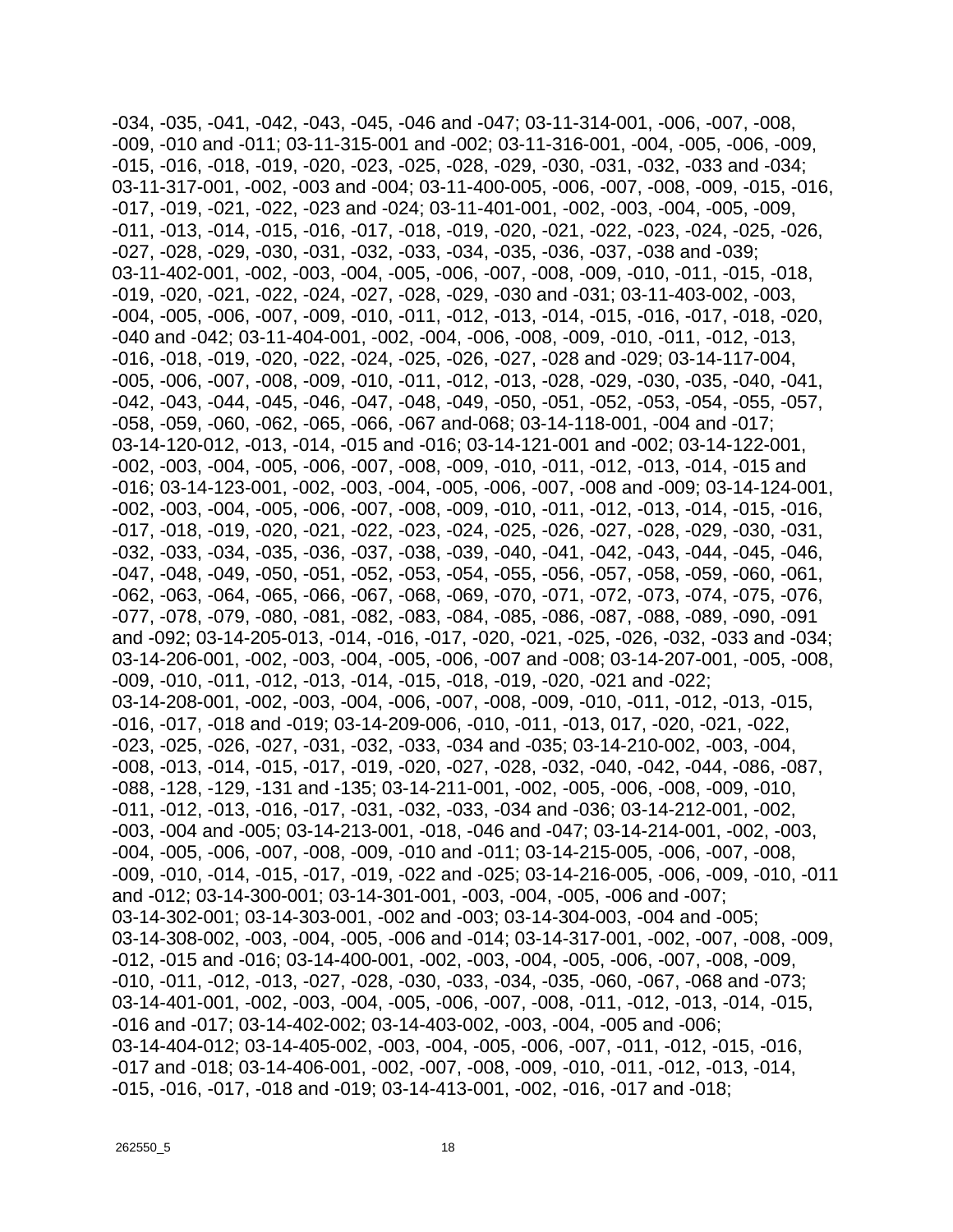-034, -035, -041, -042, -043, -045, -046 and -047; 03-11-314-001, -006, -007, -008, -009, -010 and -011; 03-11-315-001 and -002; 03-11-316-001, -004, -005, -006, -009, -015, -016, -018, -019, -020, -023, -025, -028, -029, -030, -031, -032, -033 and -034; 03-11-317-001, -002, -003 and -004; 03-11-400-005, -006, -007, -008, -009, -015, -016, -017, -019, -021, -022, -023 and -024; 03-11-401-001, -002, -003, -004, -005, -009, -011, -013, -014, -015, -016, -017, -018, -019, -020, -021, -022, -023, -024, -025, -026, -027, -028, -029, -030, -031, -032, -033, -034, -035, -036, -037, -038 and -039; 03-11-402-001, -002, -003, -004, -005, -006, -007, -008, -009, -010, -011, -015, -018, -019, -020, -021, -022, -024, -027, -028, -029, -030 and -031; 03-11-403-002, -003, -004, -005, -006, -007, -009, -010, -011, -012, -013, -014, -015, -016, -017, -018, -020, -040 and -042; 03-11-404-001, -002, -004, -006, -008, -009, -010, -011, -012, -013, -016, -018, -019, -020, -022, -024, -025, -026, -027, -028 and -029; 03-14-117-004, -005, -006, -007, -008, -009, -010, -011, -012, -013, -028, -029, -030, -035, -040, -041, -042, -043, -044, -045, -046, -047, -048, -049, -050, -051, -052, -053, -054, -055, -057, -058, -059, -060, -062, -065, -066, -067 and-068; 03-14-118-001, -004 and -017; 03-14-120-012, -013, -014, -015 and -016; 03-14-121-001 and -002; 03-14-122-001, -002, -003, -004, -005, -006, -007, -008, -009, -010, -011, -012, -013, -014, -015 and -016; 03-14-123-001, -002, -003, -004, -005, -006, -007, -008 and -009; 03-14-124-001, -002, -003, -004, -005, -006, -007, -008, -009, -010, -011, -012, -013, -014, -015, -016, -017, -018, -019, -020, -021, -022, -023, -024, -025, -026, -027, -028, -029, -030, -031, -032, -033, -034, -035, -036, -037, -038, -039, -040, -041, -042, -043, -044, -045, -046, -047, -048, -049, -050, -051, -052, -053, -054, -055, -056, -057, -058, -059, -060, -061, -062, -063, -064, -065, -066, -067, -068, -069, -070, -071, -072, -073, -074, -075, -076, -077, -078, -079, -080, -081, -082, -083, -084, -085, -086, -087, -088, -089, -090, -091 and -092; 03-14-205-013, -014, -016, -017, -020, -021, -025, -026, -032, -033 and -034; 03-14-206-001, -002, -003, -004, -005, -006, -007 and -008; 03-14-207-001, -005, -008, -009, -010, -011, -012, -013, -014, -015, -018, -019, -020, -021 and -022; 03-14-208-001, -002, -003, -004, -006, -007, -008, -009, -010, -011, -012, -013, -015, -016, -017, -018 and -019; 03-14-209-006, -010, -011, -013, 017, -020, -021, -022, -023, -025, -026, -027, -031, -032, -033, -034 and -035; 03-14-210-002, -003, -004, -008, -013, -014, -015, -017, -019, -020, -027, -028, -032, -040, -042, -044, -086, -087, -088, -128, -129, -131 and -135; 03-14-211-001, -002, -005, -006, -008, -009, -010, -011, -012, -013, -016, -017, -031, -032, -033, -034 and -036; 03-14-212-001, -002, -003, -004 and -005; 03-14-213-001, -018, -046 and -047; 03-14-214-001, -002, -003, -004, -005, -006, -007, -008, -009, -010 and -011; 03-14-215-005, -006, -007, -008, -009, -010, -014, -015, -017, -019, -022 and -025; 03-14-216-005, -006, -009, -010, -011 and -012; 03-14-300-001; 03-14-301-001, -003, -004, -005, -006 and -007; 03-14-302-001; 03-14-303-001, -002 and -003; 03-14-304-003, -004 and -005; 03-14-308-002, -003, -004, -005, -006 and -014; 03-14-317-001, -002, -007, -008, -009, -012, -015 and -016; 03-14-400-001, -002, -003, -004, -005, -006, -007, -008, -009, -010, -011, -012, -013, -027, -028, -030, -033, -034, -035, -060, -067, -068 and -073; 03-14-401-001, -002, -003, -004, -005, -006, -007, -008, -011, -012, -013, -014, -015, -016 and -017; 03-14-402-002; 03-14-403-002, -003, -004, -005 and -006; 03-14-404-012; 03-14-405-002, -003, -004, -005, -006, -007, -011, -012, -015, -016, -017 and -018; 03-14-406-001, -002, -007, -008, -009, -010, -011, -012, -013, -014, -015, -016, -017, -018 and -019; 03-14-413-001, -002, -016, -017 and -018;

262550_5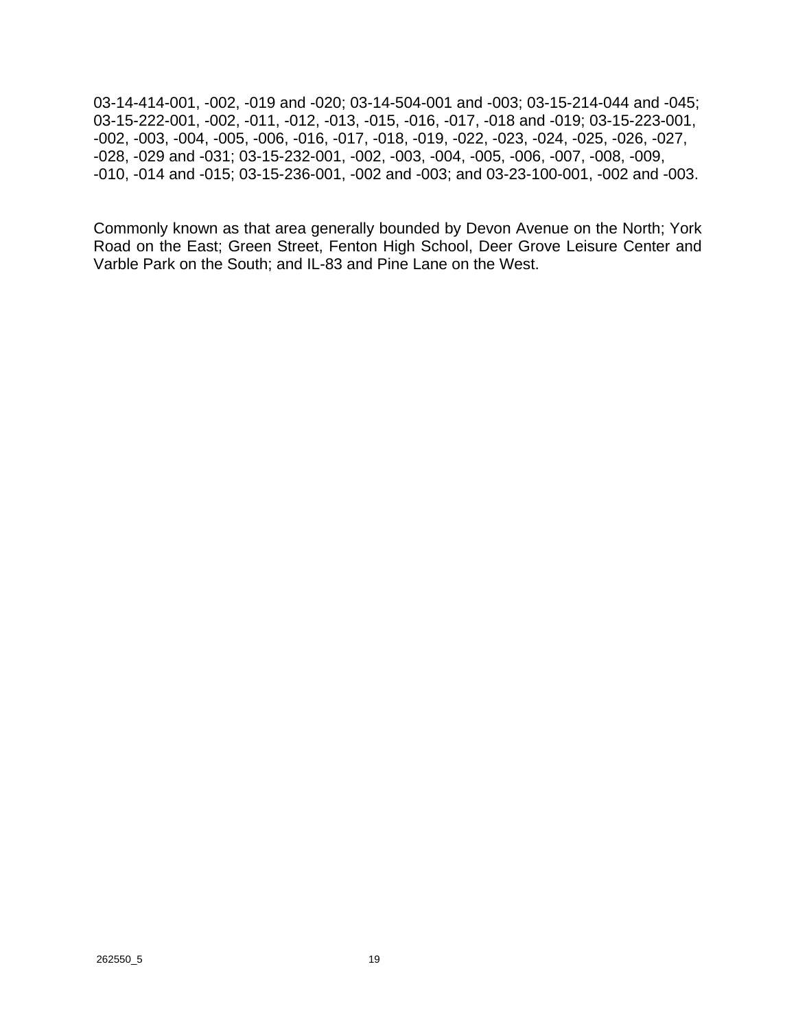03-14-414-001, -002, -019 and -020; 03-14-504-001 and -003; 03-15-214-044 and -045; 03-15-222-001, -002, -011, -012, -013, -015, -016, -017, -018 and -019; 03-15-223-001, -002, -003, -004, -005, -006, -016, -017, -018, -019, -022, -023, -024, -025, -026, -027, -028, -029 and -031; 03-15-232-001, -002, -003, -004, -005, -006, -007, -008, -009, -010, -014 and -015; 03-15-236-001, -002 and -003; and 03-23-100-001, -002 and -003.

Commonly known as that area generally bounded by Devon Avenue on the North; York Road on the East; Green Street, Fenton High School, Deer Grove Leisure Center and Varble Park on the South; and IL-83 and Pine Lane on the West.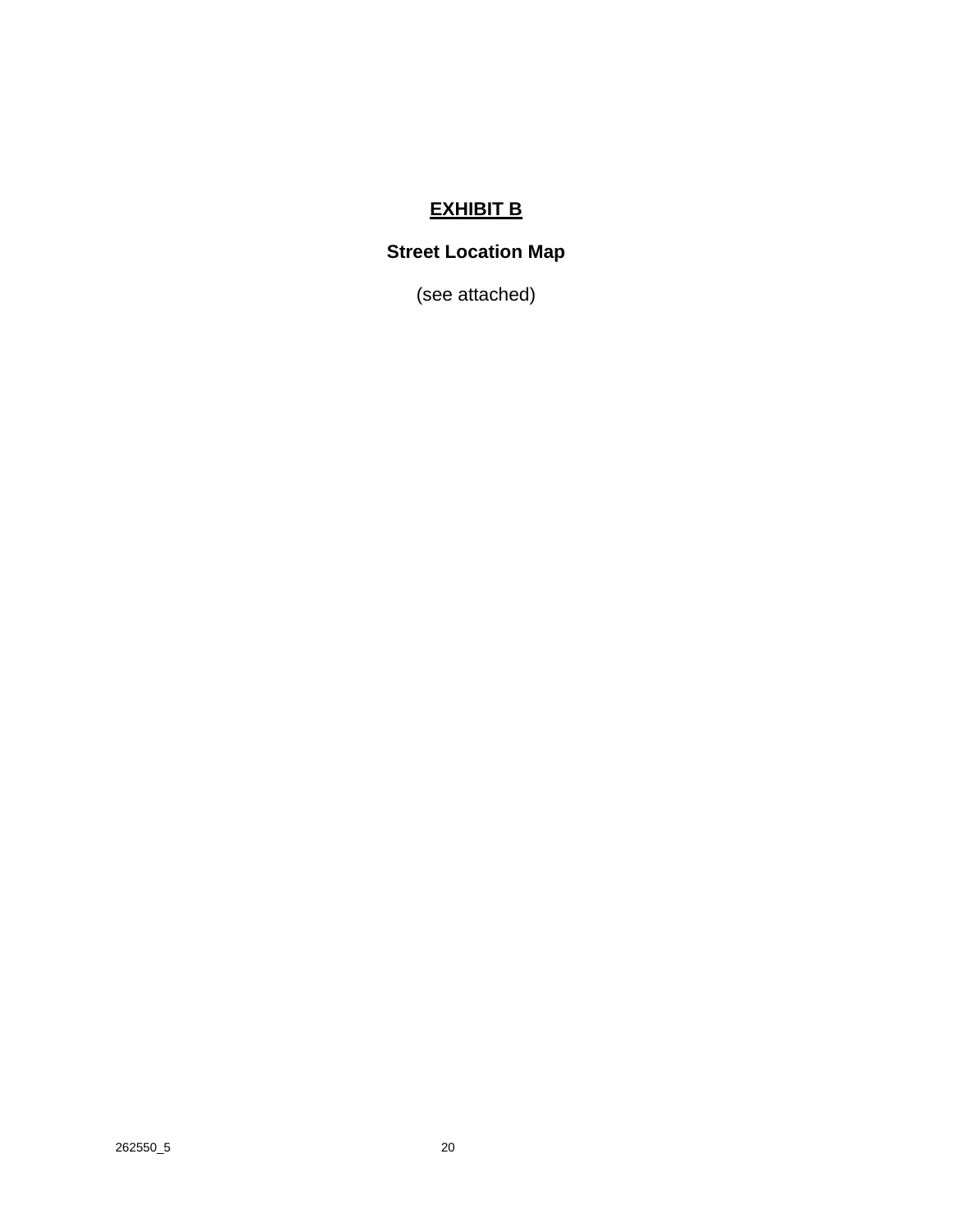# **<u>EXHIBIT B</u>**

**Street Location Map**

(see attached)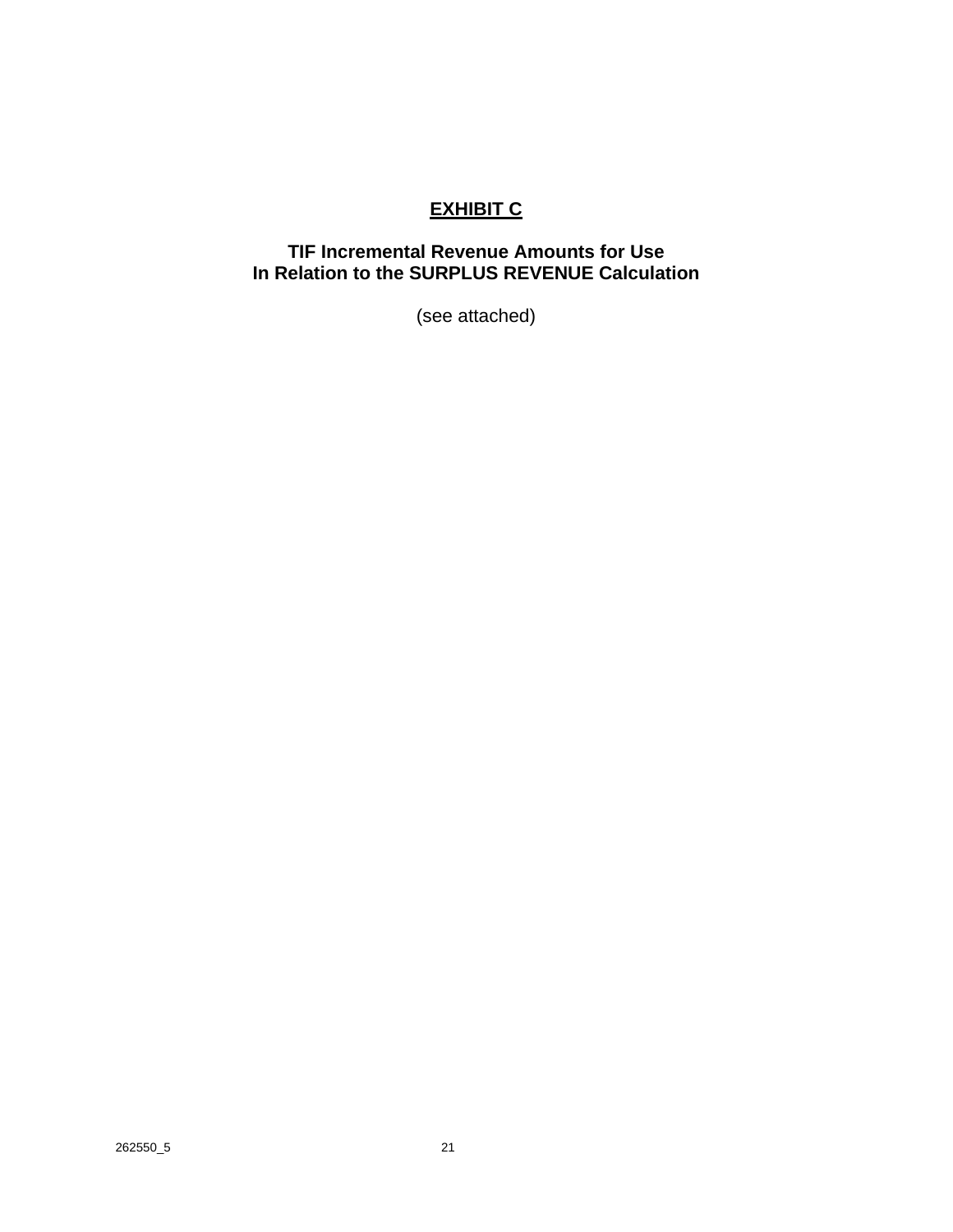# EXHIBIT C

**TIF Incremental Revenue Amounts for Use**
**In Relation to the SURPLUS REVENUE Calculation**

(see attached)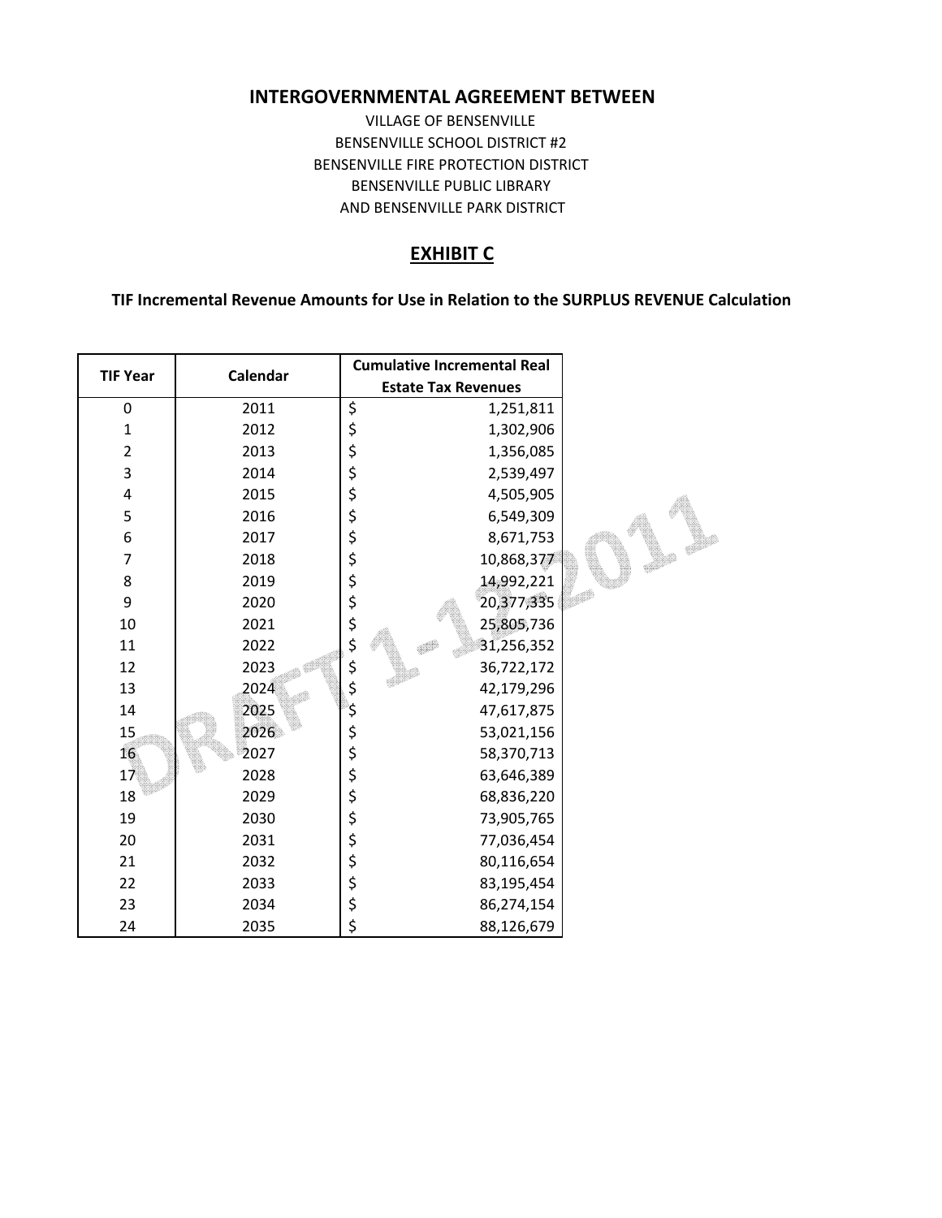**INTERGOVERNMENTAL AGREEMENT BETWEEN**

VILLAGE OF BENSENVILLE
BENSENVILLE SCHOOL DISTRICT #2
BENSENVILLE FIRE PROTECTION DISTRICT
BENSENVILLE PUBLIC LIBRARY
AND BENSENVILLE PARK DISTRICT

## EXHIBIT C

**TIF Incremental Revenue Amounts for Use in Relation to the SURPLUS REVENUE Calculation**

| TIF Year | Calendar | Cumulative Incremental Real Estate Tax Revenues |
|---|---|---|
| 0 | 2011 | $ 1,251,811 |
| 1 | 2012 | $ 1,302,906 |
| 2 | 2013 | $ 1,356,085 |
| 3 | 2014 | $ 2,539,497 |
| 4 | 2015 | $ 4,505,905 |
| 5 | 2016 | $ 6,549,309 |
| 6 | 2017 | $ 8,671,753 |
| 7 | 2018 | $ 10,868,377 |
| 8 | 2019 | $ 14,992,221 |
| 9 | 2020 | $ 20,377,335 |
| 10 | 2021 | $ 25,805,736 |
| 11 | 2022 | $ 31,256,352 |
| 12 | 2023 | $ 36,722,172 |
| 13 | 2024 | $ 42,179,296 |
| 14 | 2025 | $ 47,617,875 |
| 15 | 2026 | $ 53,021,156 |
| 16 | 2027 | $ 58,370,713 |
| 17 | 2028 | $ 63,646,389 |
| 18 | 2029 | $ 68,836,220 |
| 19 | 2030 | $ 73,905,765 |
| 20 | 2031 | $ 77,036,454 |
| 21 | 2032 | $ 80,116,654 |
| 22 | 2033 | $ 83,195,454 |
| 23 | 2034 | $ 86,274,154 |
| 24 | 2035 | $ 88,126,679 |

DRAFT 1-12-2011